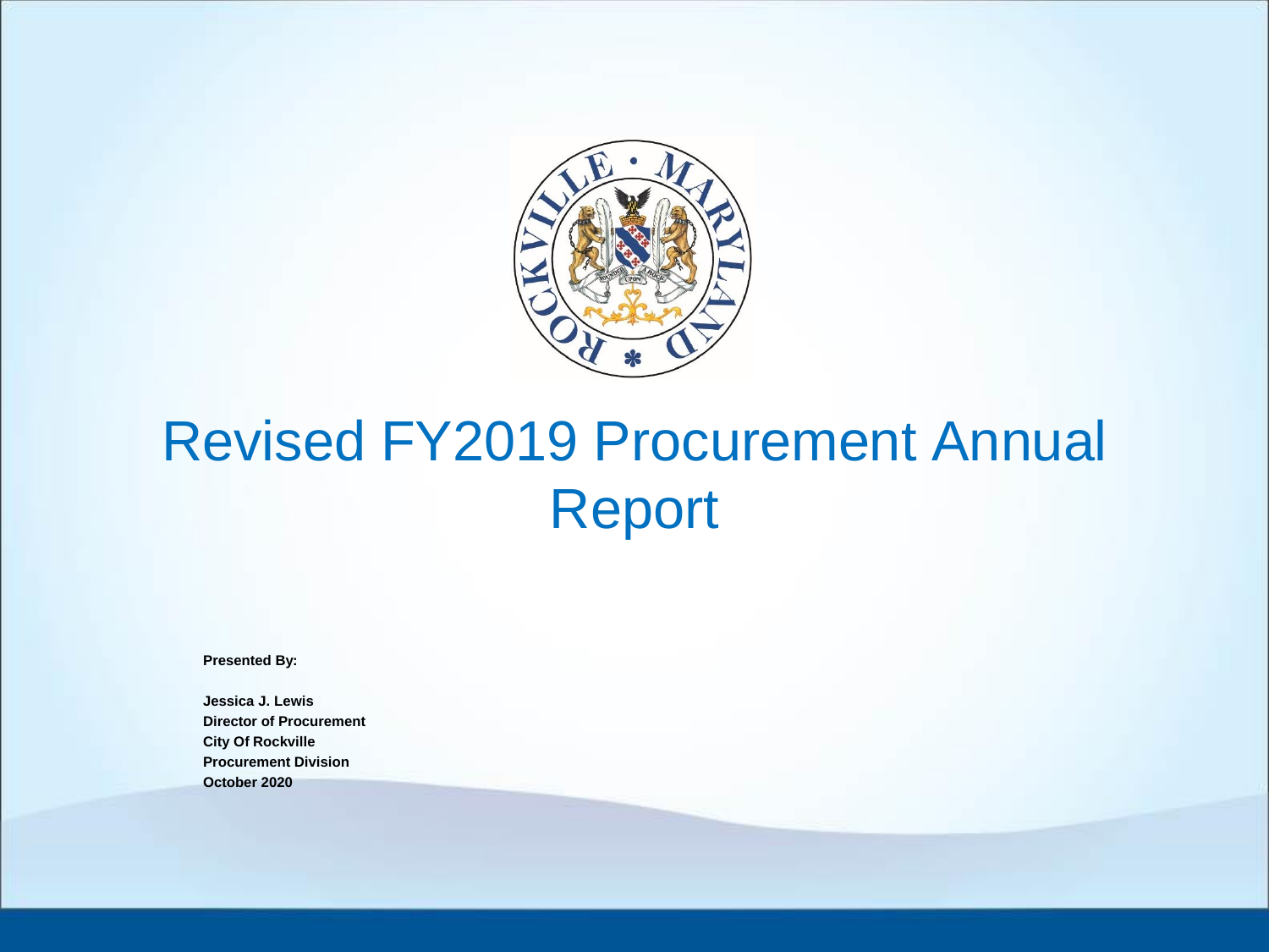# Revised FY2019 Procurement Annual Report

**Presented By:**

**Jessica J. Lewis**
**Director of Procurement**
**City Of Rockville**
**Procurement Division**
**October 2020**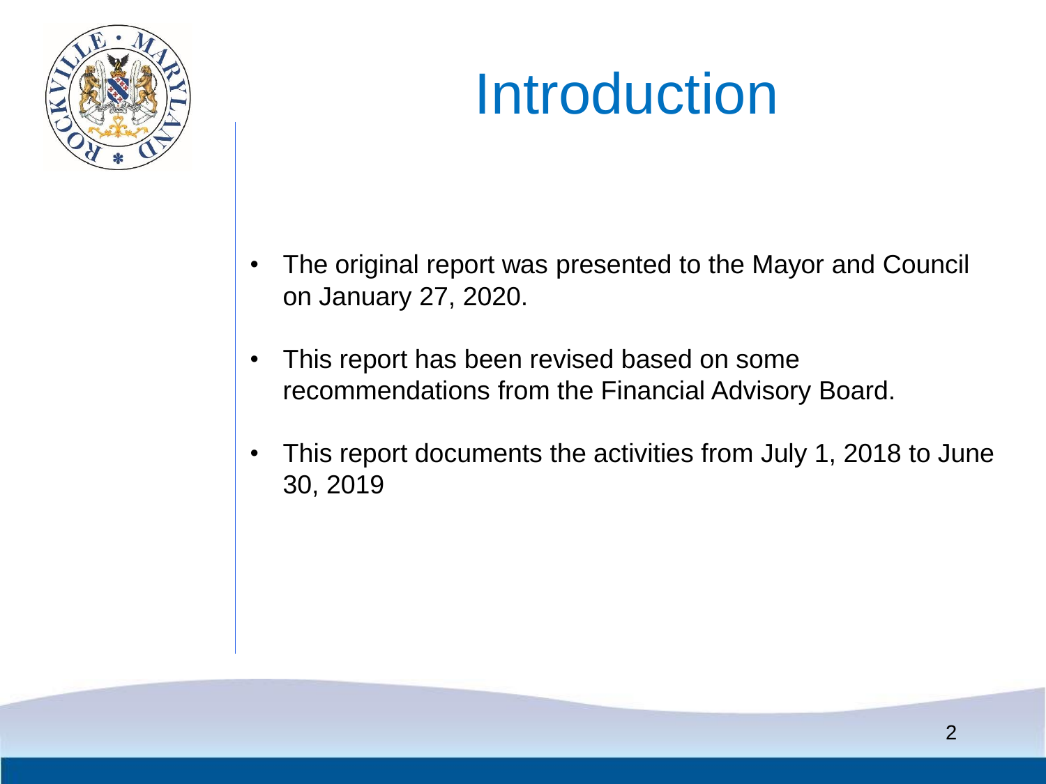# Introduction

- The original report was presented to the Mayor and Council on January 27, 2020.
- This report has been revised based on some recommendations from the Financial Advisory Board.
- This report documents the activities from July 1, 2018 to June 30, 2019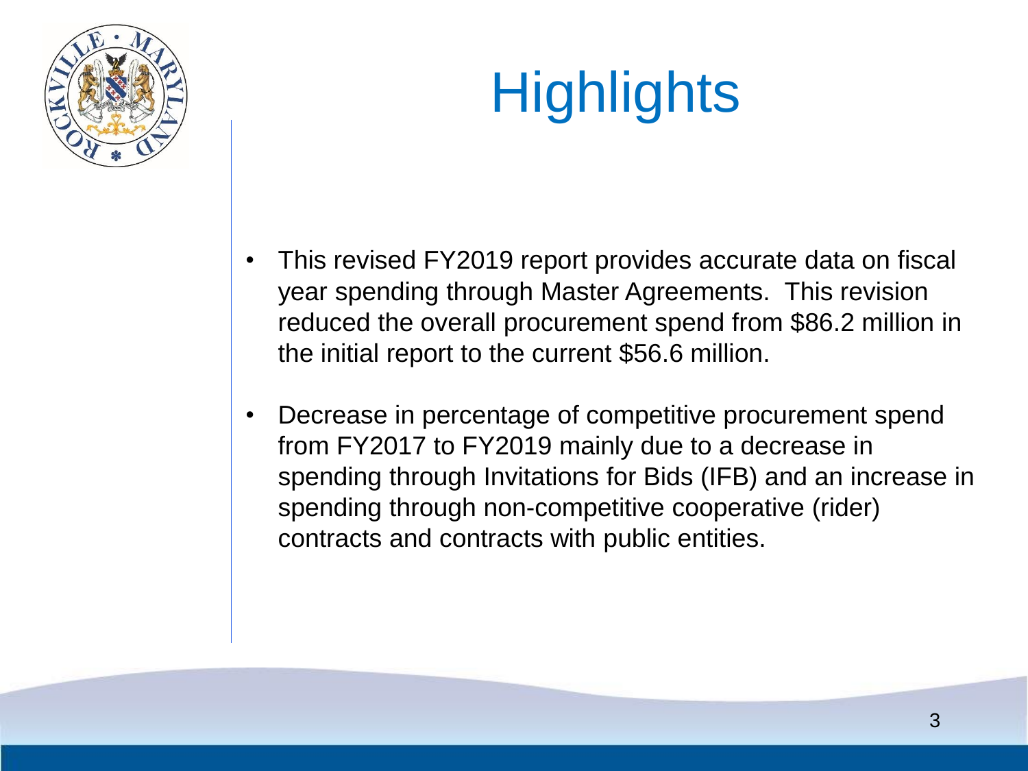# Highlights

- This revised FY2019 report provides accurate data on fiscal year spending through Master Agreements. This revision reduced the overall procurement spend from $86.2 million in the initial report to the current $56.6 million.
- Decrease in percentage of competitive procurement spend from FY2017 to FY2019 mainly due to a decrease in spending through Invitations for Bids (IFB) and an increase in spending through non-competitive cooperative (rider) contracts and contracts with public entities.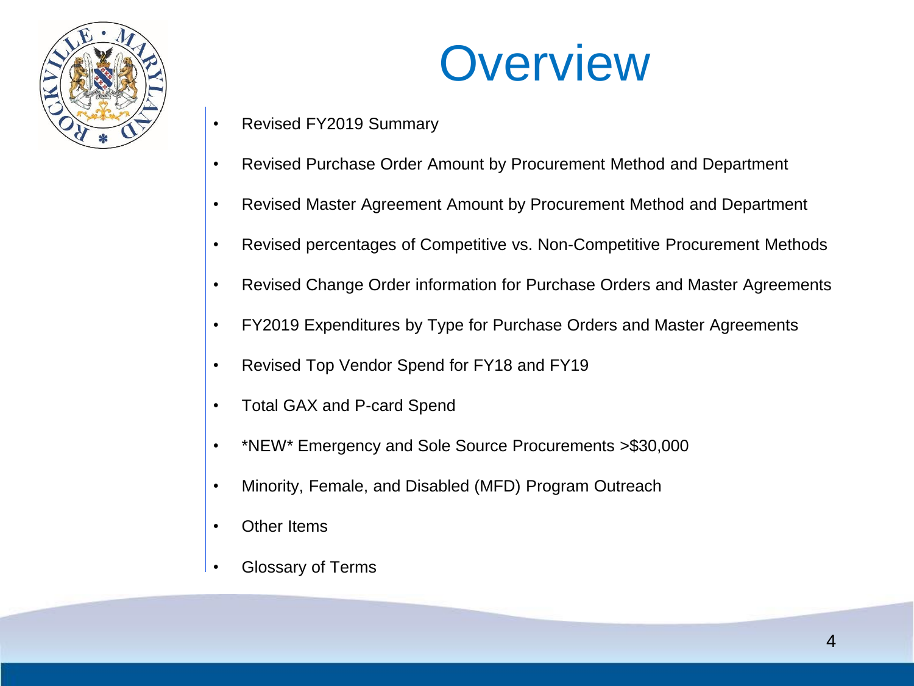# Overview

- Revised FY2019 Summary
- Revised Purchase Order Amount by Procurement Method and Department
- Revised Master Agreement Amount by Procurement Method and Department
- Revised percentages of Competitive vs. Non-Competitive Procurement Methods
- Revised Change Order information for Purchase Orders and Master Agreements
- FY2019 Expenditures by Type for Purchase Orders and Master Agreements
- Revised Top Vendor Spend for FY18 and FY19
- Total GAX and P-card Spend
- *NEW* Emergency and Sole Source Procurements >$30,000
- Minority, Female, and Disabled (MFD) Program Outreach
- Other Items
- Glossary of Terms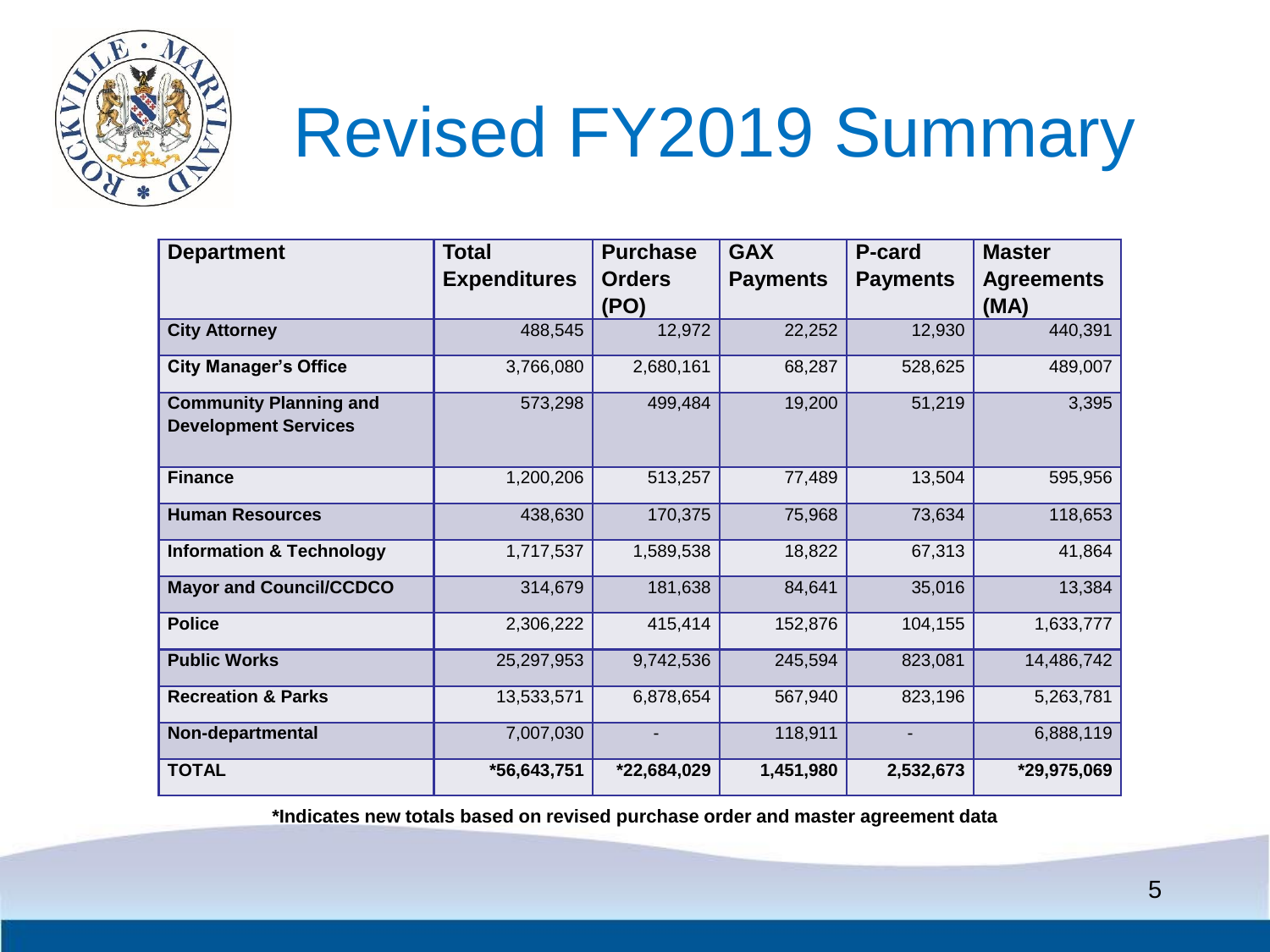# Revised FY2019 Summary

| Department | Total Expenditures | Purchase Orders (PO) | GAX Payments | P-card Payments | Master Agreements (MA) |
|---|---|---|---|---|---|
| **City Attorney** | 488,545 | 12,972 | 22,252 | 12,930 | 440,391 |
| **City Manager's Office** | 3,766,080 | 2,680,161 | 68,287 | 528,625 | 489,007 |
| **Community Planning and Development Services** | 573,298 | 499,484 | 19,200 | 51,219 | 3,395 |
| **Finance** | 1,200,206 | 513,257 | 77,489 | 13,504 | 595,956 |
| **Human Resources** | 438,630 | 170,375 | 75,968 | 73,634 | 118,653 |
| **Information & Technology** | 1,717,537 | 1,589,538 | 18,822 | 67,313 | 41,864 |
| **Mayor and Council/CCDCO** | 314,679 | 181,638 | 84,641 | 35,016 | 13,384 |
| **Police** | 2,306,222 | 415,414 | 152,876 | 104,155 | 1,633,777 |
| **Public Works** | 25,297,953 | 9,742,536 | 245,594 | 823,081 | 14,486,742 |
| **Recreation & Parks** | 13,533,571 | 6,878,654 | 567,940 | 823,196 | 5,263,781 |
| **Non-departmental** | 7,007,030 | - | 118,911 | - | 6,888,119 |
| **TOTAL** | **\*56,643,751** | **\*22,684,029** | **1,451,980** | **2,532,673** | **\*29,975,069** |

**\*Indicates new totals based on revised purchase order and master agreement data**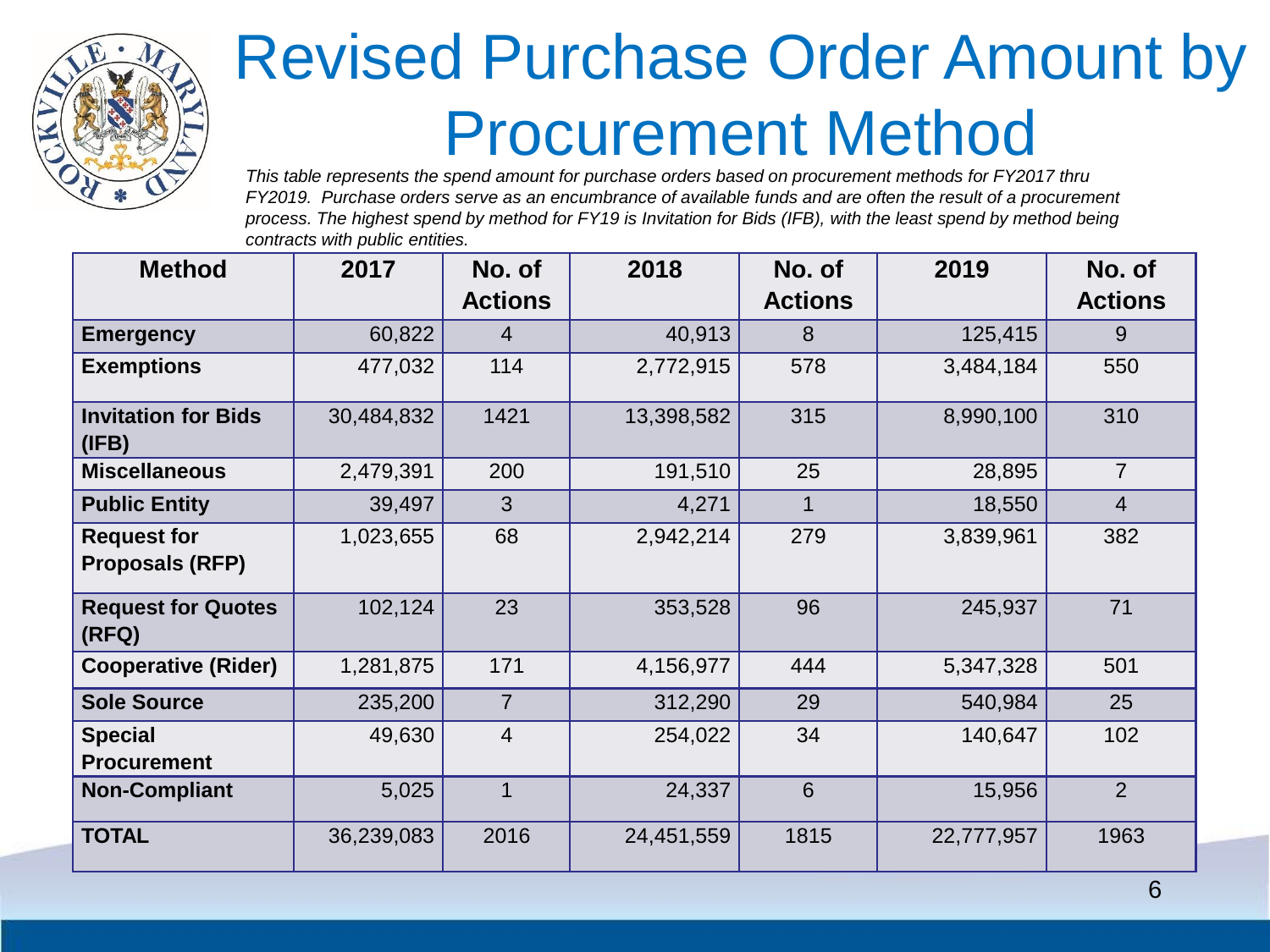# Revised Purchase Order Amount by Procurement Method

*This table represents the spend amount for purchase orders based on procurement methods for FY2017 thru FY2019. Purchase orders serve as an encumbrance of available funds and are often the result of a procurement process. The highest spend by method for FY19 is Invitation for Bids (IFB), with the least spend by method being contracts with public entities.*

| Method | 2017 | No. of Actions | 2018 | No. of Actions | 2019 | No. of Actions |
|---|---|---|---|---|---|---|
| **Emergency** | 60,822 | 4 | 40,913 | 8 | 125,415 | 9 |
| **Exemptions** | 477,032 | 114 | 2,772,915 | 578 | 3,484,184 | 550 |
| **Invitation for Bids (IFB)** | 30,484,832 | 1421 | 13,398,582 | 315 | 8,990,100 | 310 |
| **Miscellaneous** | 2,479,391 | 200 | 191,510 | 25 | 28,895 | 7 |
| **Public Entity** | 39,497 | 3 | 4,271 | 1 | 18,550 | 4 |
| **Request for Proposals (RFP)** | 1,023,655 | 68 | 2,942,214 | 279 | 3,839,961 | 382 |
| **Request for Quotes (RFQ)** | 102,124 | 23 | 353,528 | 96 | 245,937 | 71 |
| **Cooperative (Rider)** | 1,281,875 | 171 | 4,156,977 | 444 | 5,347,328 | 501 |
| **Sole Source** | 235,200 | 7 | 312,290 | 29 | 540,984 | 25 |
| **Special Procurement** | 49,630 | 4 | 254,022 | 34 | 140,647 | 102 |
| **Non-Compliant** | 5,025 | 1 | 24,337 | 6 | 15,956 | 2 |
| **TOTAL** | 36,239,083 | 2016 | 24,451,559 | 1815 | 22,777,957 | 1963 |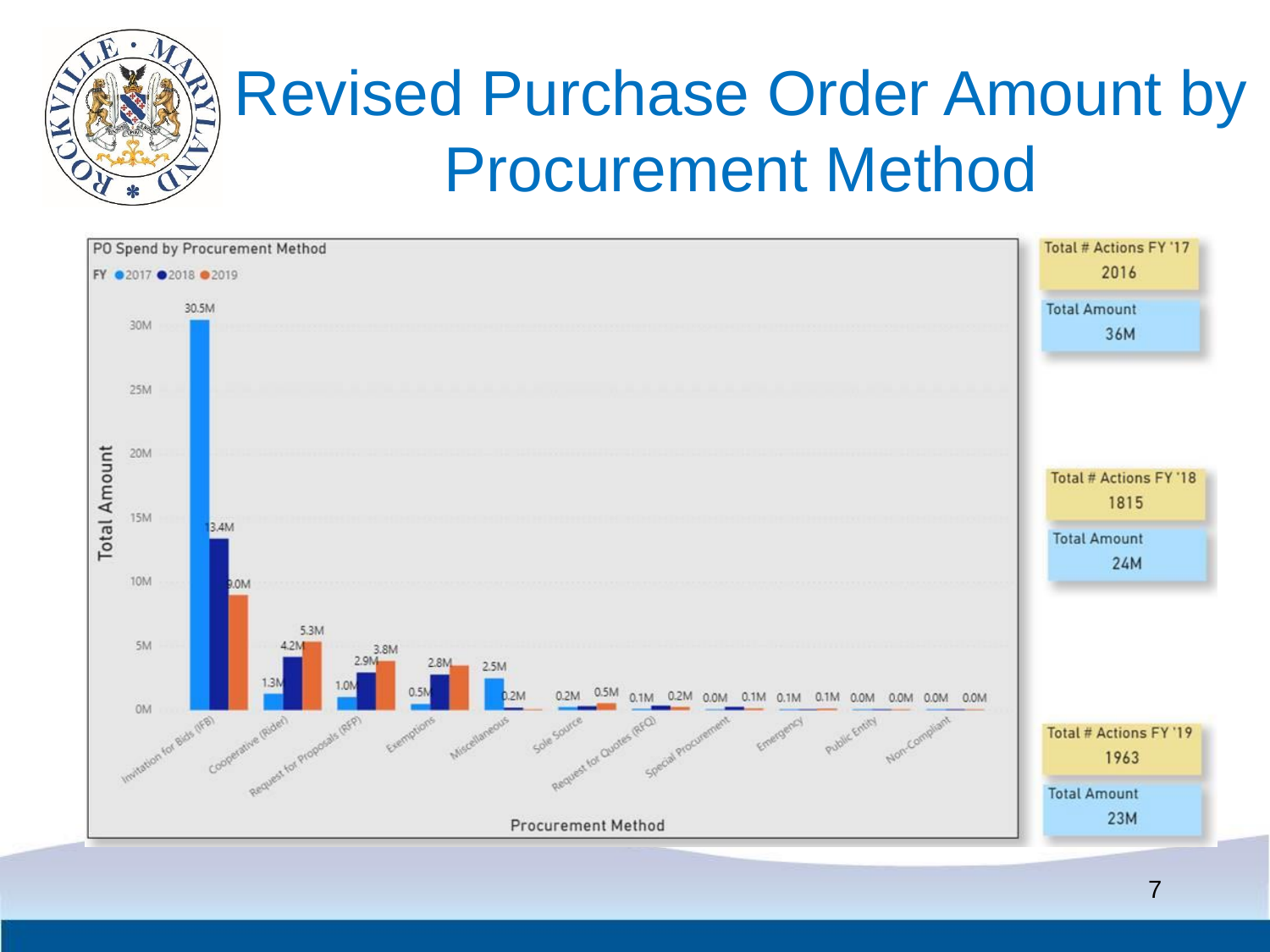# Revised Purchase Order Amount by Procurement Method

PO Spend by Procurement Method

FY ● 2017 ● 2018 ● 2019

| Procurement Method | 2017 | 2018 | 2019 |
|---|---|---|---|
| Invitation for Bids (IFB) | 30.5M | 13.4M | 9.0M |
| Cooperative (Rider) | 1.3M | 4.2M | 5.3M |
| Request for Proposals (RFP) | 1.0M | 2.9M | 3.8M |
| Exemptions | 0.5M | 2.8M | |
| Miscellaneous | 2.5M | 0.2M | |
| Sole Source | 0.2M | | 0.5M |
| Request for Quotes (RFQ) | 0.1M | 0.2M | |
| Special Procurement | 0.0M | 0.1M | |
| Emergency | 0.1M | 0.1M | |
| Public Entity | 0.0M | 0.0M | |
| Non-Compliant | 0.0M | 0.0M | |

Total Amount (y-axis); Procurement Method (x-axis)

| | Total # Actions | Total Amount |
|---|---|---|
| FY '17 | 2016 | 36M |
| FY '18 | 1815 | 24M |
| FY '19 | 1963 | 23M |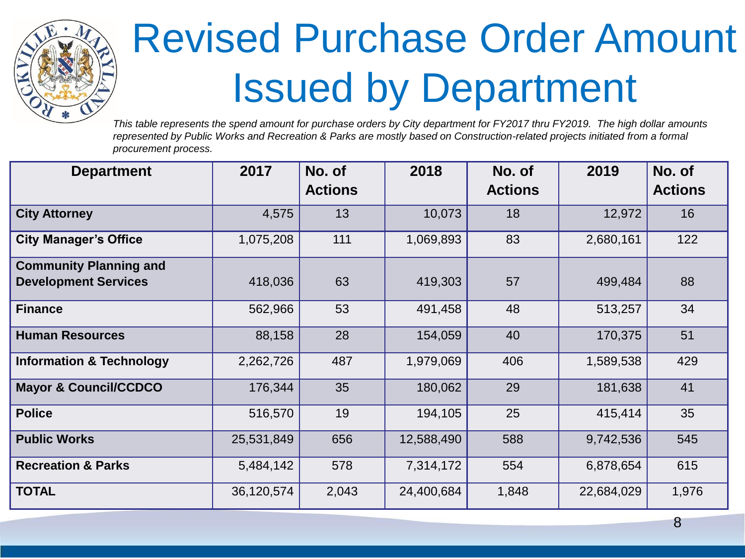# Revised Purchase Order Amount Issued by Department

*This table represents the spend amount for purchase orders by City department for FY2017 thru FY2019. The high dollar amounts represented by Public Works and Recreation & Parks are mostly based on Construction-related projects initiated from a formal procurement process.*

| Department | 2017 | No. of Actions | 2018 | No. of Actions | 2019 | No. of Actions |
|---|---|---|---|---|---|---|
| **City Attorney** | 4,575 | 13 | 10,073 | 18 | 12,972 | 16 |
| **City Manager's Office** | 1,075,208 | 111 | 1,069,893 | 83 | 2,680,161 | 122 |
| **Community Planning and Development Services** | 418,036 | 63 | 419,303 | 57 | 499,484 | 88 |
| **Finance** | 562,966 | 53 | 491,458 | 48 | 513,257 | 34 |
| **Human Resources** | 88,158 | 28 | 154,059 | 40 | 170,375 | 51 |
| **Information & Technology** | 2,262,726 | 487 | 1,979,069 | 406 | 1,589,538 | 429 |
| **Mayor & Council/CCDCO** | 176,344 | 35 | 180,062 | 29 | 181,638 | 41 |
| **Police** | 516,570 | 19 | 194,105 | 25 | 415,414 | 35 |
| **Public Works** | 25,531,849 | 656 | 12,588,490 | 588 | 9,742,536 | 545 |
| **Recreation & Parks** | 5,484,142 | 578 | 7,314,172 | 554 | 6,878,654 | 615 |
| **TOTAL** | 36,120,574 | 2,043 | 24,400,684 | 1,848 | 22,684,029 | 1,976 |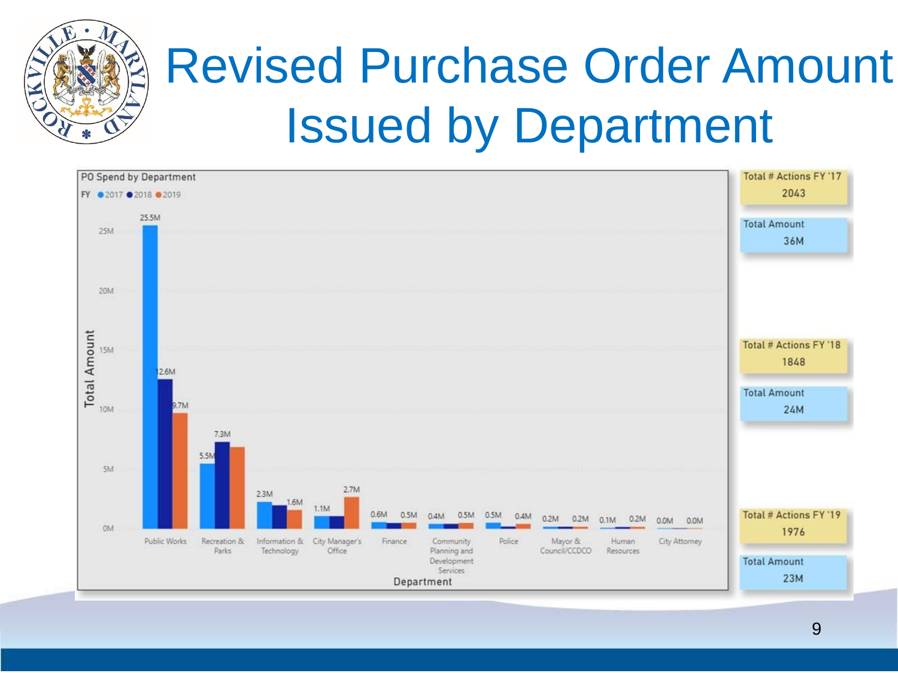# Revised Purchase Order Amount Issued by Department

**PO Spend by Department**

FY ● 2017 ● 2018 ● 2019

| Department | 2017 | 2018 | 2019 |
| --- | --- | --- | --- |
| Public Works | 25.5M | 12.6M | 9.7M |
| Recreation & Parks | 5.5M | 7.3M | |
| Information & Technology | 2.3M | | 1.6M |
| City Manager's Office | 1.1M | | 2.7M |
| Finance | 0.6M | | 0.5M |
| Community Planning and Development Services | 0.4M | | 0.5M |
| Police | 0.5M | | 0.4M |
| Mayor & Council/CCDCO | 0.2M | | 0.2M |
| Human Resources | 0.1M | | 0.2M |
| City Attorney | 0.0M | | 0.0M |

| FY | Total # Actions | Total Amount |
| --- | --- | --- |
| FY '17 | 2043 | 36M |
| FY '18 | 1848 | 24M |
| FY '19 | 1976 | 23M |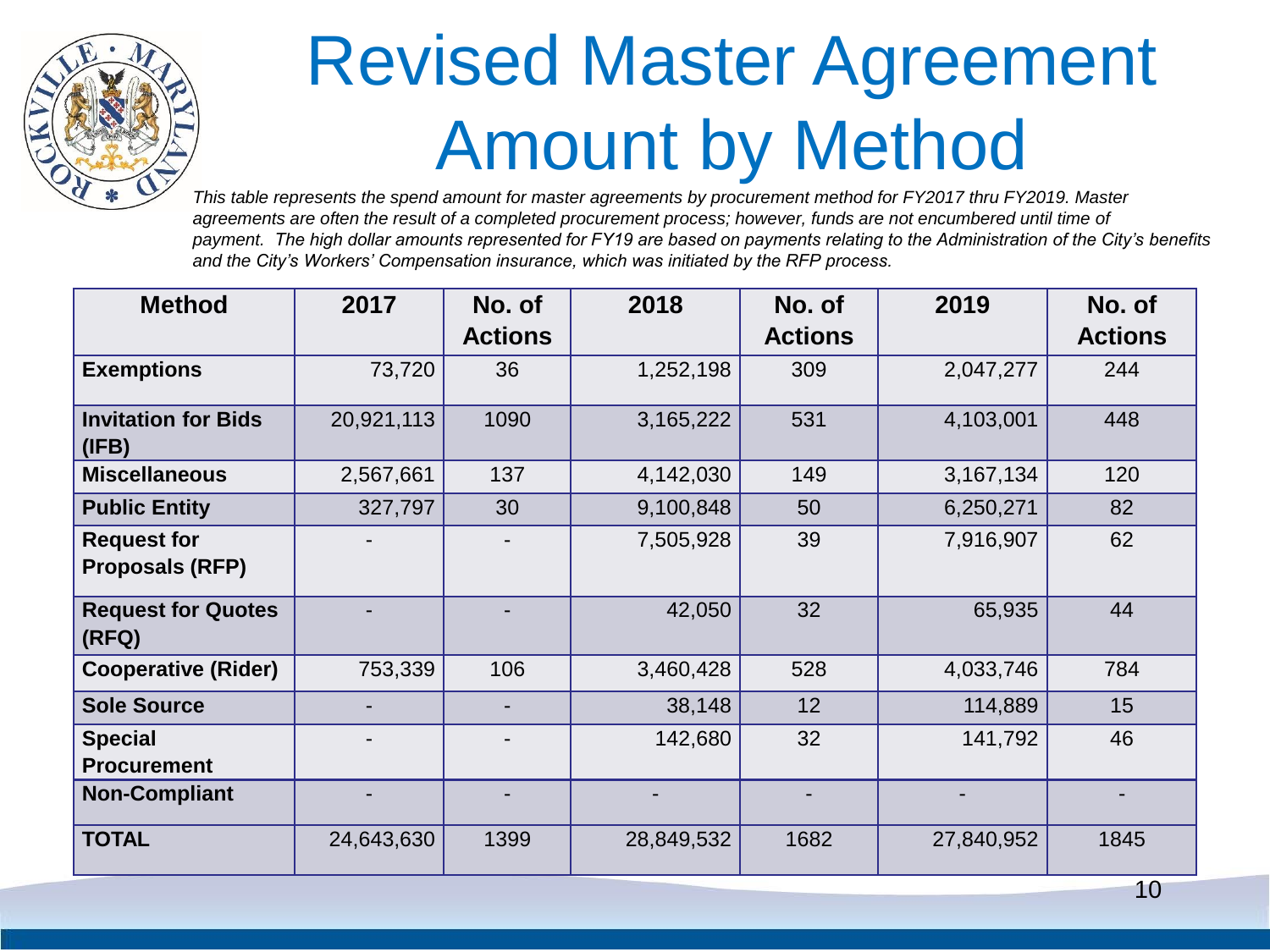# Revised Master Agreement Amount by Method

*This table represents the spend amount for master agreements by procurement method for FY2017 thru FY2019. Master agreements are often the result of a completed procurement process; however, funds are not encumbered until time of payment. The high dollar amounts represented for FY19 are based on payments relating to the Administration of the City's benefits and the City's Workers' Compensation insurance, which was initiated by the RFP process.*

| Method | 2017 | No. of Actions | 2018 | No. of Actions | 2019 | No. of Actions |
|---|---|---|---|---|---|---|
| **Exemptions** | 73,720 | 36 | 1,252,198 | 309 | 2,047,277 | 244 |
| **Invitation for Bids (IFB)** | 20,921,113 | 1090 | 3,165,222 | 531 | 4,103,001 | 448 |
| **Miscellaneous** | 2,567,661 | 137 | 4,142,030 | 149 | 3,167,134 | 120 |
| **Public Entity** | 327,797 | 30 | 9,100,848 | 50 | 6,250,271 | 82 |
| **Request for Proposals (RFP)** | - | - | 7,505,928 | 39 | 7,916,907 | 62 |
| **Request for Quotes (RFQ)** | - | - | 42,050 | 32 | 65,935 | 44 |
| **Cooperative (Rider)** | 753,339 | 106 | 3,460,428 | 528 | 4,033,746 | 784 |
| **Sole Source** | - | - | 38,148 | 12 | 114,889 | 15 |
| **Special Procurement** | - | - | 142,680 | 32 | 141,792 | 46 |
| **Non-Compliant** | - | - | - | - | - | - |
| **TOTAL** | 24,643,630 | 1399 | 28,849,532 | 1682 | 27,840,952 | 1845 |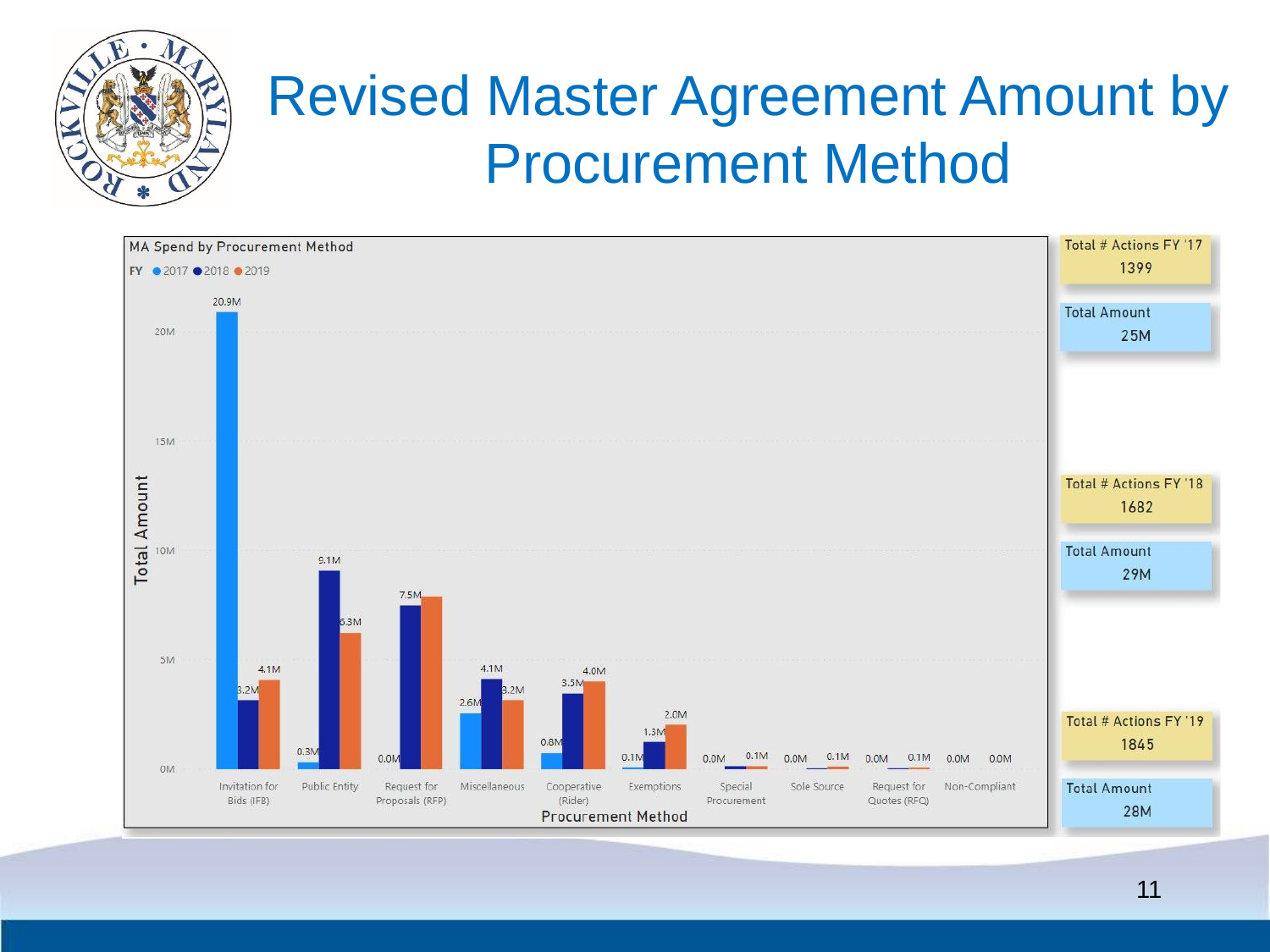# Revised Master Agreement Amount by Procurement Method

**MA Spend by Procurement Method**

| Procurement Method | FY 2017 | FY 2018 | FY 2019 |
|---|---|---|---|
| Invitation for Bids (IFB) | 20.9M | 3.2M | 4.1M |
| Public Entity | 0.3M | 9.1M | 6.3M |
| Request for Proposals (RFP) | 0.0M | 7.5M | |
| Miscellaneous | 2.6M | 4.1M | 3.2M |
| Cooperative (Rider) | 0.8M | 3.5M | 4.0M |
| Exemptions | 0.1M | 1.3M | 2.0M |
| Special Procurement | 0.0M | | 0.1M |
| Sole Source | 0.0M | | 0.1M |
| Request for Quotes (RFQ) | 0.0M | | 0.1M |
| Non-Compliant | 0.0M | | 0.0M |

| | |
|---|---|
| Total # Actions FY '17 | 1399 |
| Total Amount | 25M |
| Total # Actions FY '18 | 1682 |
| Total Amount | 29M |
| Total # Actions FY '19 | 1845 |
| Total Amount | 28M |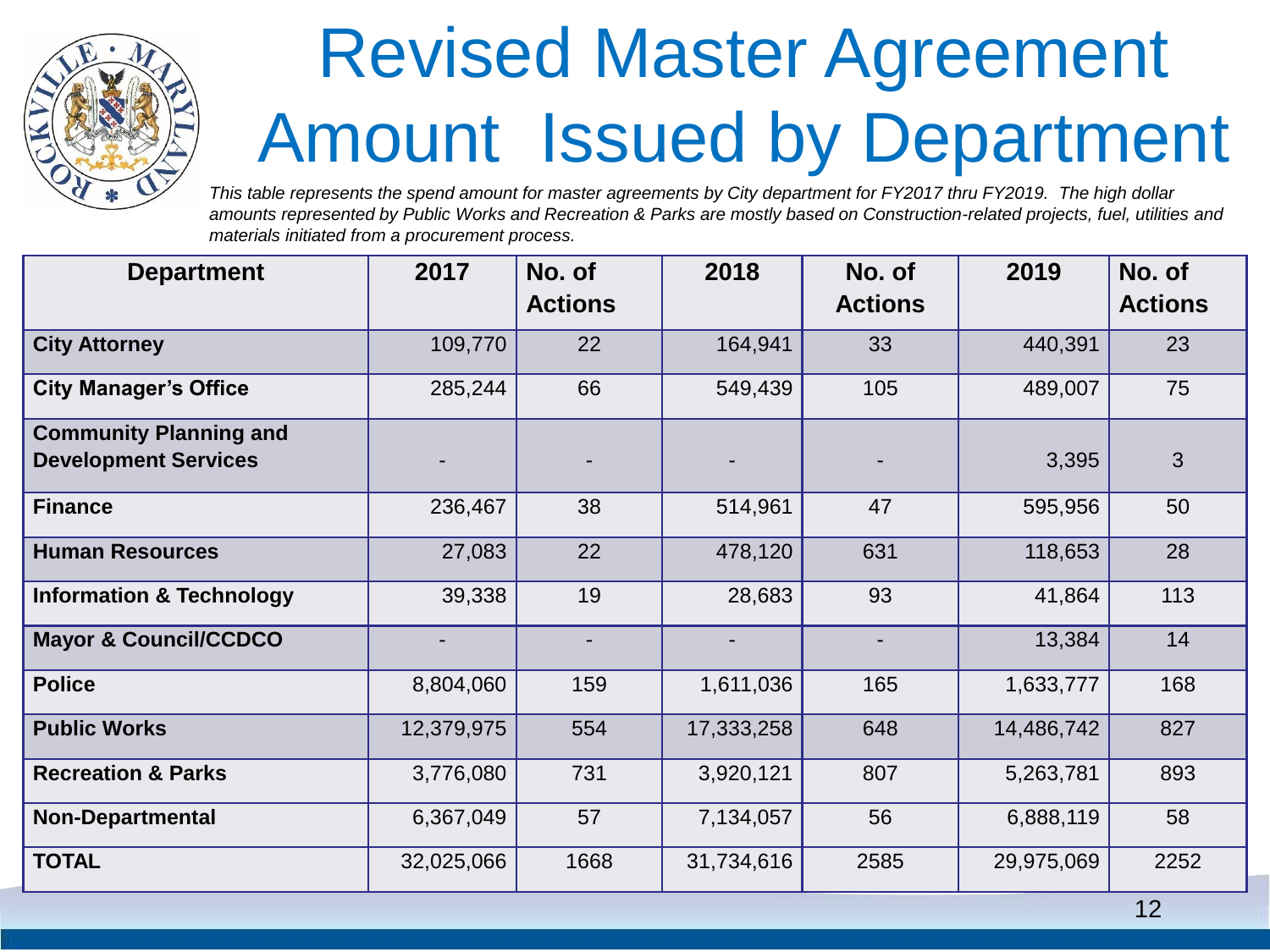# Revised Master Agreement Amount Issued by Department

*This table represents the spend amount for master agreements by City department for FY2017 thru FY2019. The high dollar amounts represented by Public Works and Recreation & Parks are mostly based on Construction-related projects, fuel, utilities and materials initiated from a procurement process.*

| Department | 2017 | No. of Actions | 2018 | No. of Actions | 2019 | No. of Actions |
|---|---|---|---|---|---|---|
| **City Attorney** | 109,770 | 22 | 164,941 | 33 | 440,391 | 23 |
| **City Manager's Office** | 285,244 | 66 | 549,439 | 105 | 489,007 | 75 |
| **Community Planning and Development Services** | - | - | - | - | 3,395 | 3 |
| **Finance** | 236,467 | 38 | 514,961 | 47 | 595,956 | 50 |
| **Human Resources** | 27,083 | 22 | 478,120 | 631 | 118,653 | 28 |
| **Information & Technology** | 39,338 | 19 | 28,683 | 93 | 41,864 | 113 |
| **Mayor & Council/CCDCO** | - | - | - | - | 13,384 | 14 |
| **Police** | 8,804,060 | 159 | 1,611,036 | 165 | 1,633,777 | 168 |
| **Public Works** | 12,379,975 | 554 | 17,333,258 | 648 | 14,486,742 | 827 |
| **Recreation & Parks** | 3,776,080 | 731 | 3,920,121 | 807 | 5,263,781 | 893 |
| **Non-Departmental** | 6,367,049 | 57 | 7,134,057 | 56 | 6,888,119 | 58 |
| **TOTAL** | 32,025,066 | 1668 | 31,734,616 | 2585 | 29,975,069 | 2252 |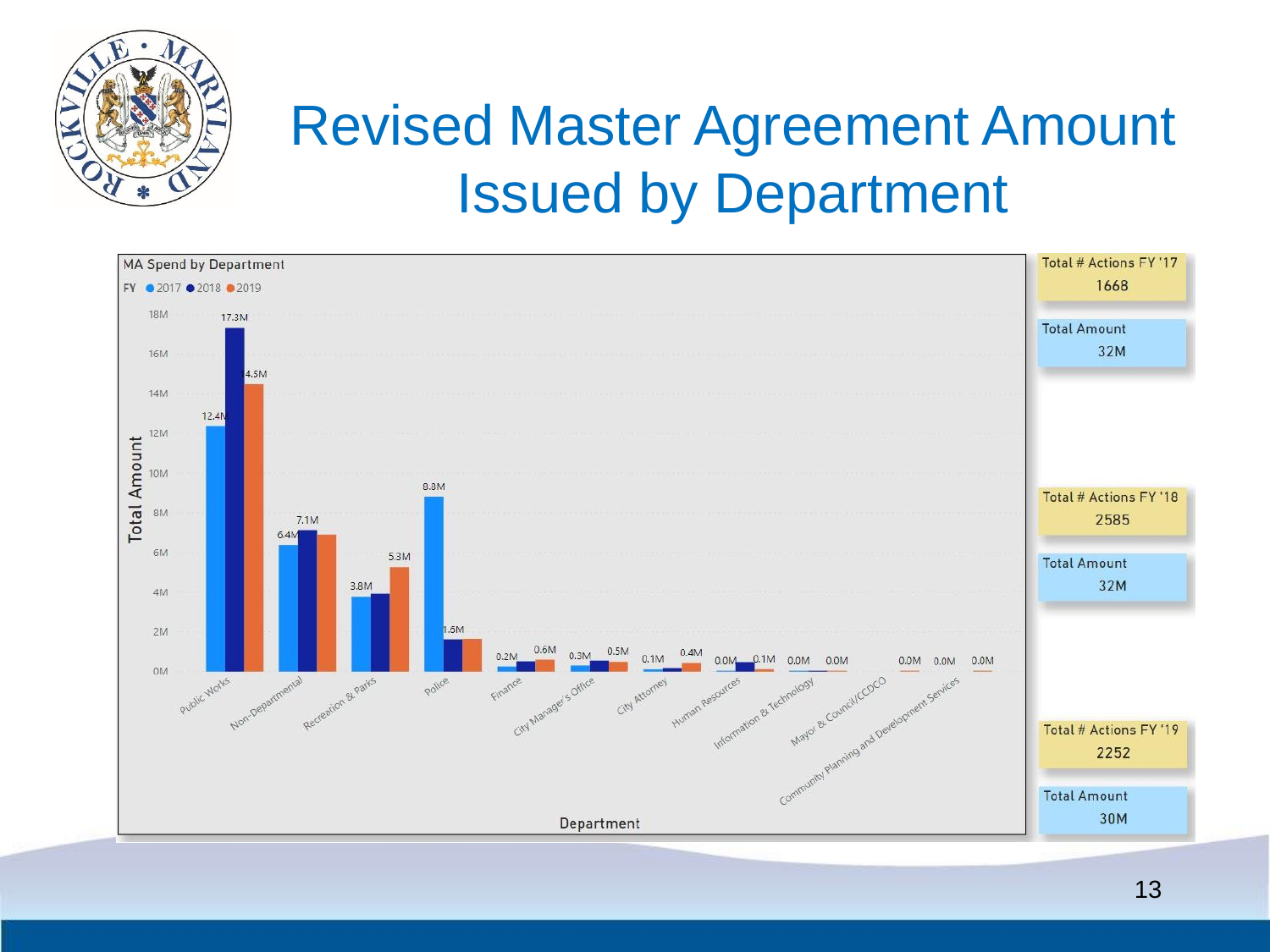# Revised Master Agreement Amount Issued by Department

MA Spend by Department

FY ● 2017 ● 2018 ● 2019

| Department | 2017 | 2018 | 2019 |
|---|---|---|---|
| Public Works | 12.4M | 17.3M | 14.5M |
| Non-Departmental | 6.4M | 7.1M | |
| Recreation & Parks | 3.8M | | 5.3M |
| Police | 8.8M | 1.6M | |
| Finance | 0.2M | | 0.6M |
| City Manager's Office | 0.3M | | 0.5M |
| City Attorney | 0.1M | | 0.4M |
| Human Resources | 0.0M | 0.1M | |
| Information & Technology | 0.0M | | 0.0M |
| Mayor & Council/CCDCO | | | 0.0M |
| Community Planning and Development Services | 0.0M | | 0.0M |

Total Amount (y-axis) / Department (x-axis)

| | |
|---|---|
| Total # Actions FY '17 | 1668 |
| Total Amount | 32M |
| Total # Actions FY '18 | 2585 |
| Total Amount | 32M |
| Total # Actions FY '19 | 2252 |
| Total Amount | 30M |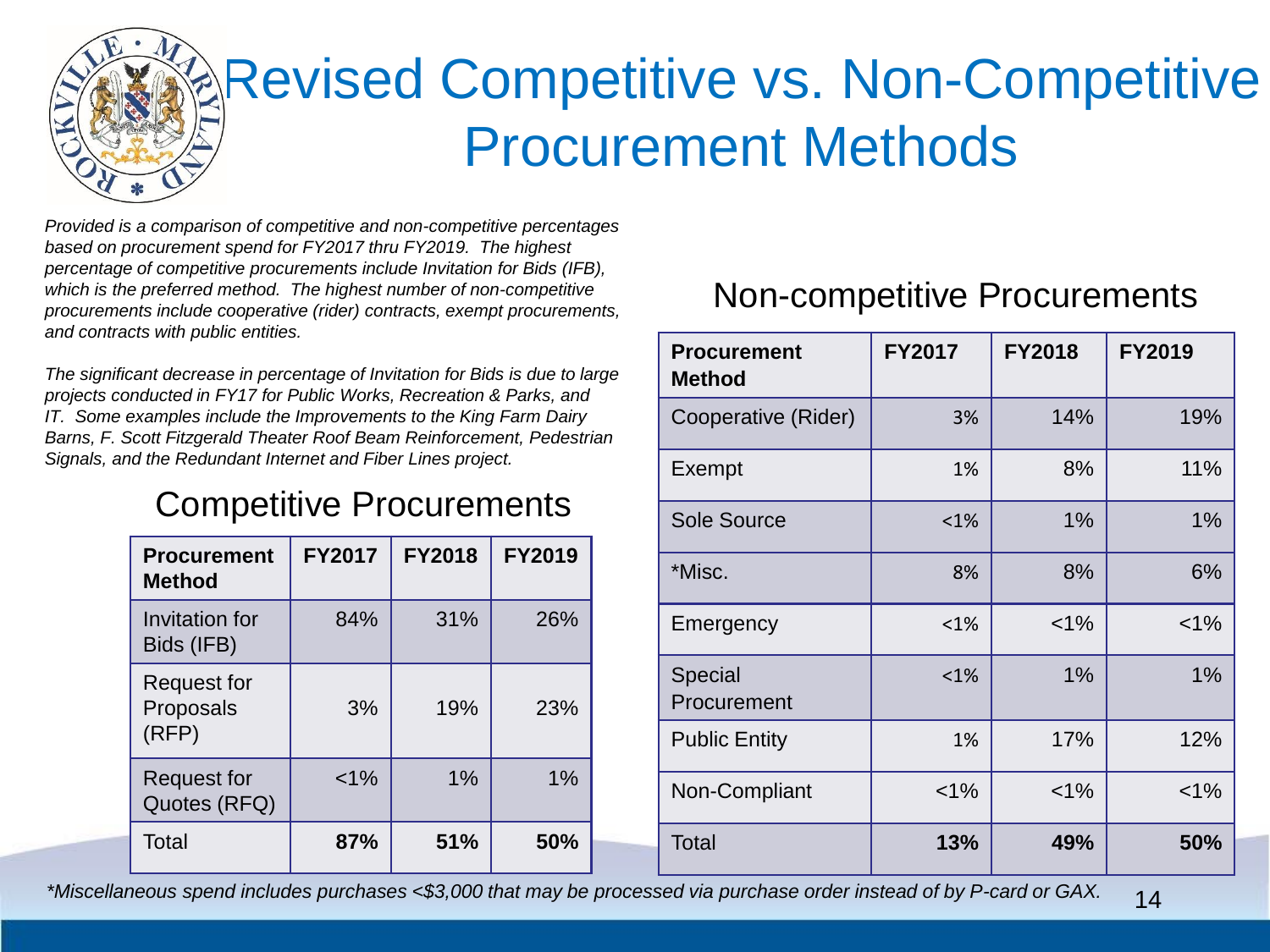# Revised Competitive vs. Non-Competitive Procurement Methods

*Provided is a comparison of competitive and non-competitive percentages based on procurement spend for FY2017 thru FY2019. The highest percentage of competitive procurements include Invitation for Bids (IFB), which is the preferred method. The highest number of non-competitive procurements include cooperative (rider) contracts, exempt procurements, and contracts with public entities.*

*The significant decrease in percentage of Invitation for Bids is due to large projects conducted in FY17 for Public Works, Recreation & Parks, and IT. Some examples include the Improvements to the King Farm Dairy Barns, F. Scott Fitzgerald Theater Roof Beam Reinforcement, Pedestrian Signals, and the Redundant Internet and Fiber Lines project.*

## Competitive Procurements

| Procurement Method | FY2017 | FY2018 | FY2019 |
|---|---|---|---|
| Invitation for Bids (IFB) | 84% | 31% | 26% |
| Request for Proposals (RFP) | 3% | 19% | 23% |
| Request for Quotes (RFQ) | <1% | 1% | 1% |
| Total | **87%** | **51%** | **50%** |

## Non-competitive Procurements

| Procurement Method | FY2017 | FY2018 | FY2019 |
|---|---|---|---|
| Cooperative (Rider) | 3% | 14% | 19% |
| Exempt | 1% | 8% | 11% |
| Sole Source | <1% | 1% | 1% |
| *Misc. | 8% | 8% | 6% |
| Emergency | <1% | <1% | <1% |
| Special Procurement | <1% | 1% | 1% |
| Public Entity | 1% | 17% | 12% |
| Non-Compliant | <1% | <1% | <1% |
| Total | **13%** | **49%** | **50%** |

*\*Miscellaneous spend includes purchases <$3,000 that may be processed via purchase order instead of by P-card or GAX.*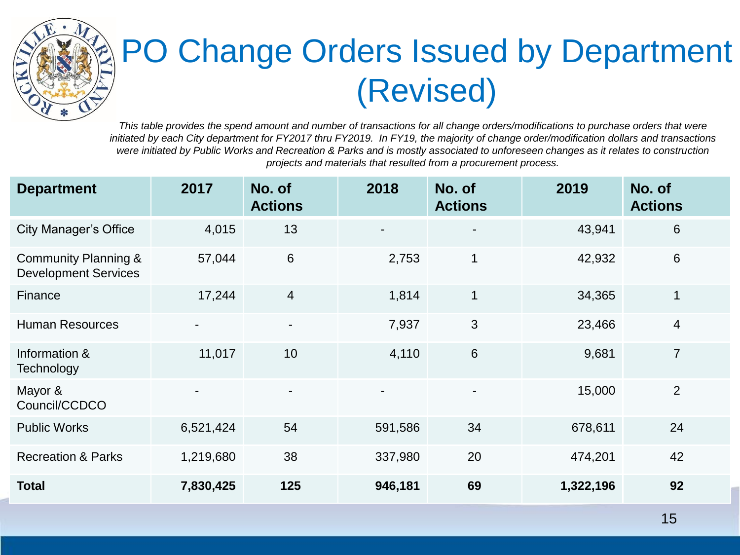# PO Change Orders Issued by Department (Revised)

*This table provides the spend amount and number of transactions for all change orders/modifications to purchase orders that were initiated by each City department for FY2017 thru FY2019. In FY19, the majority of change order/modification dollars and transactions were initiated by Public Works and Recreation & Parks and is mostly associated to unforeseen changes as it relates to construction projects and materials that resulted from a procurement process.*

| Department | 2017 | No. of Actions | 2018 | No. of Actions | 2019 | No. of Actions |
|---|---|---|---|---|---|---|
| City Manager's Office | 4,015 | 13 | - | - | 43,941 | 6 |
| Community Planning & Development Services | 57,044 | 6 | 2,753 | 1 | 42,932 | 6 |
| Finance | 17,244 | 4 | 1,814 | 1 | 34,365 | 1 |
| Human Resources | - | - | 7,937 | 3 | 23,466 | 4 |
| Information & Technology | 11,017 | 10 | 4,110 | 6 | 9,681 | 7 |
| Mayor & Council/CCDCO | - | - | - | - | 15,000 | 2 |
| Public Works | 6,521,424 | 54 | 591,586 | 34 | 678,611 | 24 |
| Recreation & Parks | 1,219,680 | 38 | 337,980 | 20 | 474,201 | 42 |
| **Total** | **7,830,425** | **125** | **946,181** | **69** | **1,322,196** | **92** |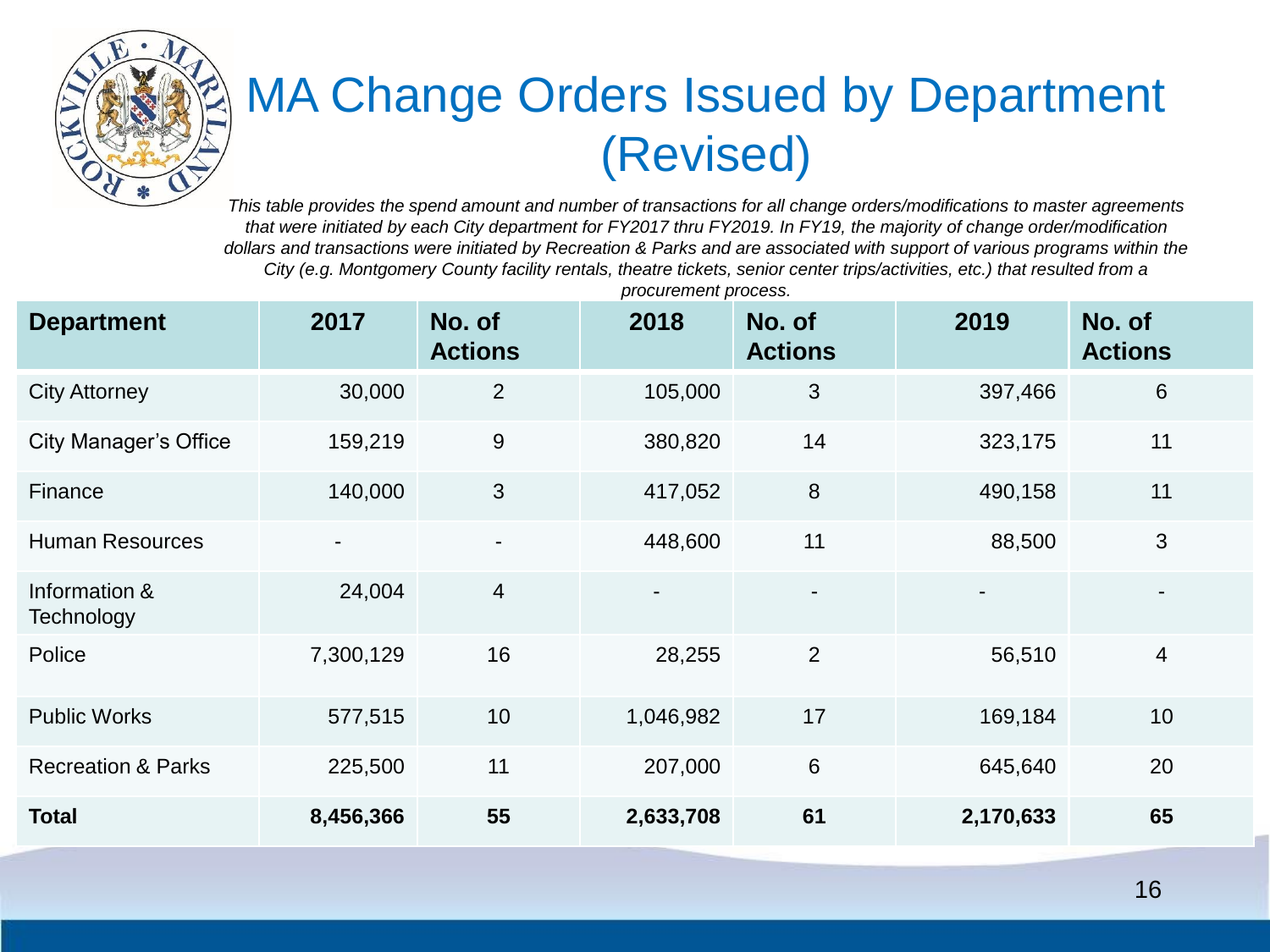# MA Change Orders Issued by Department (Revised)

*This table provides the spend amount and number of transactions for all change orders/modifications to master agreements that were initiated by each City department for FY2017 thru FY2019. In FY19, the majority of change order/modification dollars and transactions were initiated by Recreation & Parks and are associated with support of various programs within the City (e.g. Montgomery County facility rentals, theatre tickets, senior center trips/activities, etc.) that resulted from a procurement process.*

| Department | 2017 | No. of Actions | 2018 | No. of Actions | 2019 | No. of Actions |
|---|---|---|---|---|---|---|
| City Attorney | 30,000 | 2 | 105,000 | 3 | 397,466 | 6 |
| City Manager's Office | 159,219 | 9 | 380,820 | 14 | 323,175 | 11 |
| Finance | 140,000 | 3 | 417,052 | 8 | 490,158 | 11 |
| Human Resources | - | - | 448,600 | 11 | 88,500 | 3 |
| Information & Technology | 24,004 | 4 | - | - | - | - |
| Police | 7,300,129 | 16 | 28,255 | 2 | 56,510 | 4 |
| Public Works | 577,515 | 10 | 1,046,982 | 17 | 169,184 | 10 |
| Recreation & Parks | 225,500 | 11 | 207,000 | 6 | 645,640 | 20 |
| **Total** | **8,456,366** | **55** | **2,633,708** | **61** | **2,170,633** | **65** |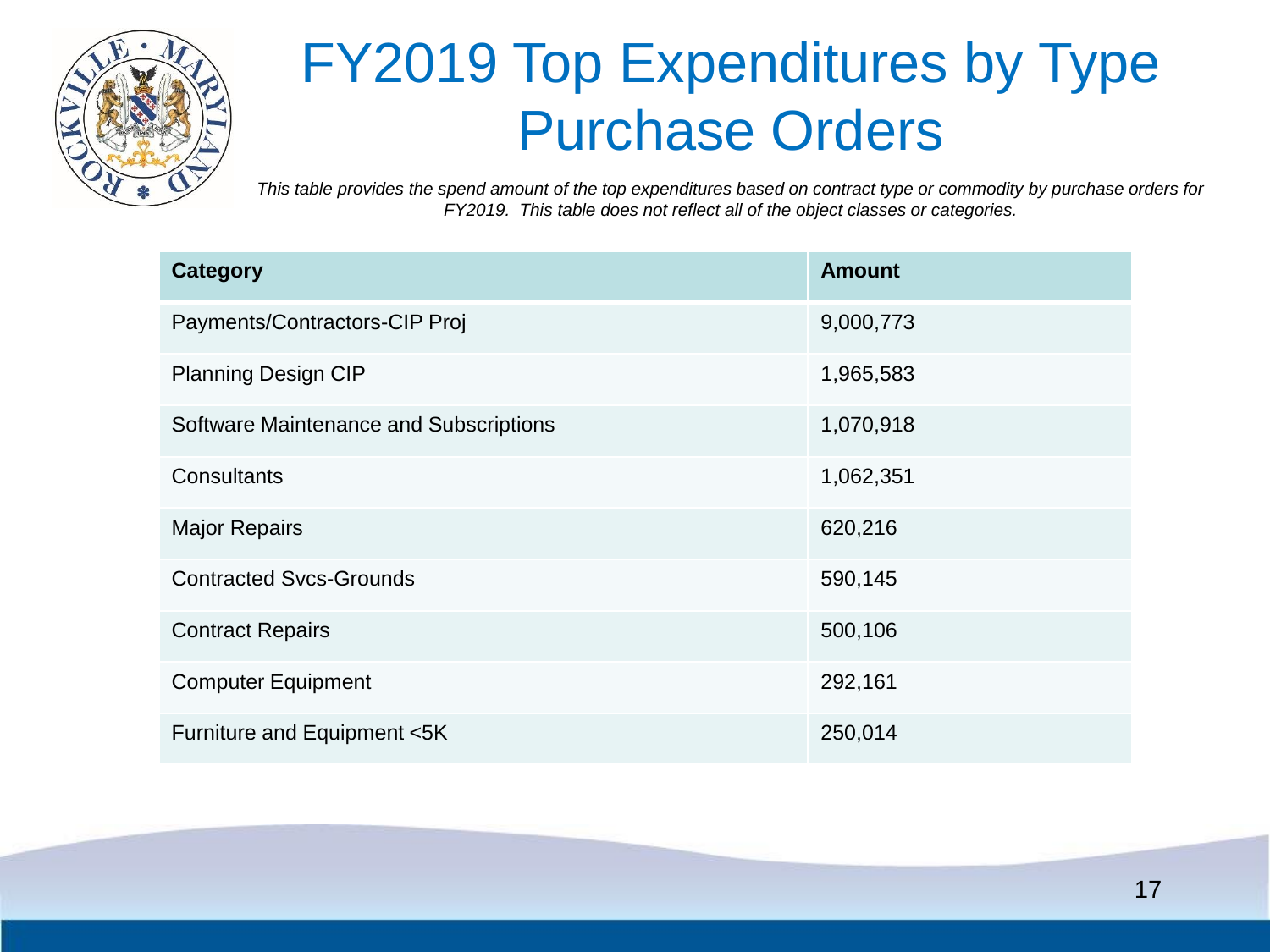# FY2019 Top Expenditures by Type Purchase Orders

*This table provides the spend amount of the top expenditures based on contract type or commodity by purchase orders for FY2019. This table does not reflect all of the object classes or categories.*

| Category | Amount |
| --- | --- |
| Payments/Contractors-CIP Proj | 9,000,773 |
| Planning Design CIP | 1,965,583 |
| Software Maintenance and Subscriptions | 1,070,918 |
| Consultants | 1,062,351 |
| Major Repairs | 620,216 |
| Contracted Svcs-Grounds | 590,145 |
| Contract Repairs | 500,106 |
| Computer Equipment | 292,161 |
| Furniture and Equipment <5K | 250,014 |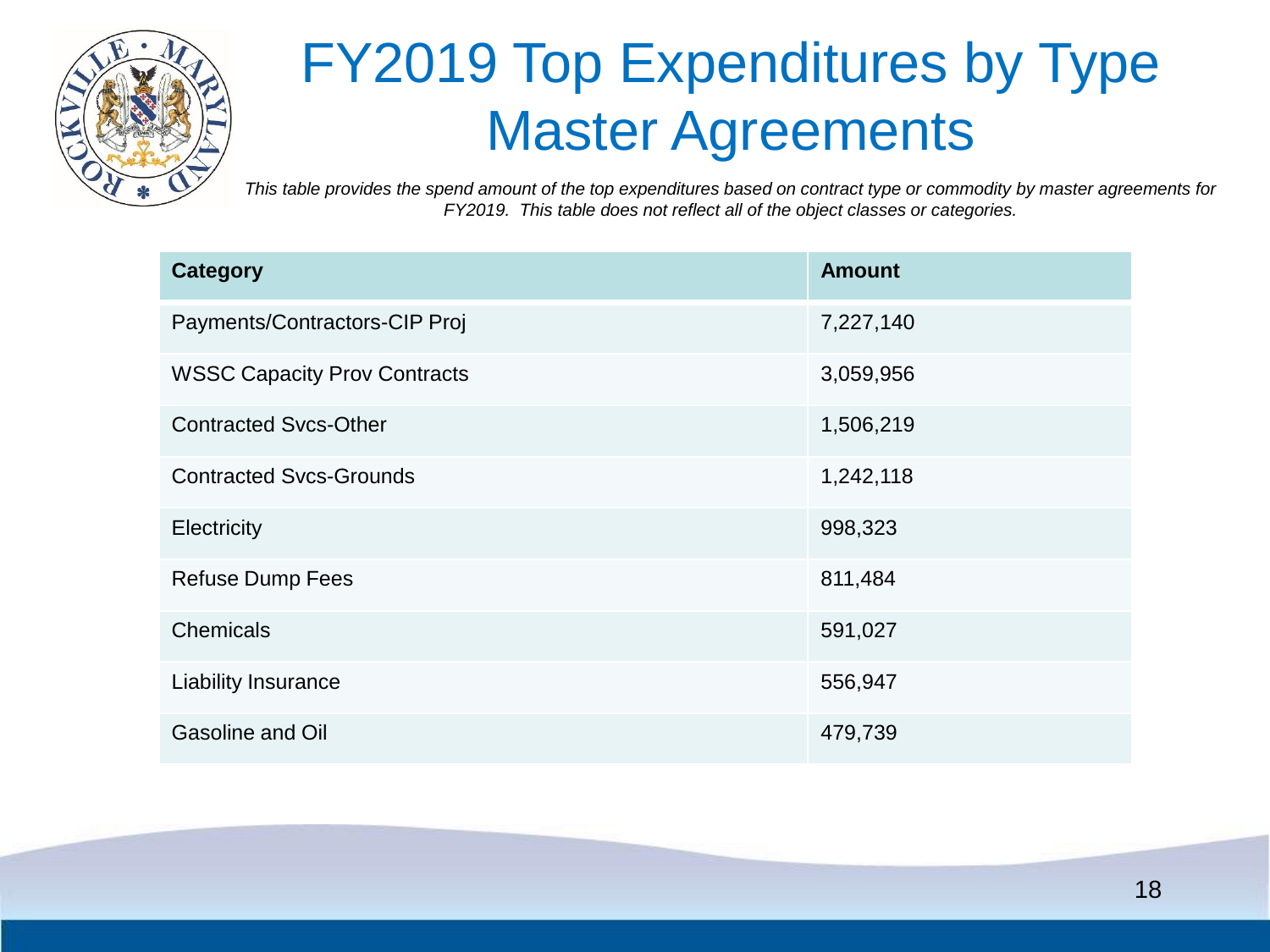# FY2019 Top Expenditures by Type Master Agreements

*This table provides the spend amount of the top expenditures based on contract type or commodity by master agreements for FY2019. This table does not reflect all of the object classes or categories.*

| Category | Amount |
|---|---|
| Payments/Contractors-CIP Proj | 7,227,140 |
| WSSC Capacity Prov Contracts | 3,059,956 |
| Contracted Svcs-Other | 1,506,219 |
| Contracted Svcs-Grounds | 1,242,118 |
| Electricity | 998,323 |
| Refuse Dump Fees | 811,484 |
| Chemicals | 591,027 |
| Liability Insurance | 556,947 |
| Gasoline and Oil | 479,739 |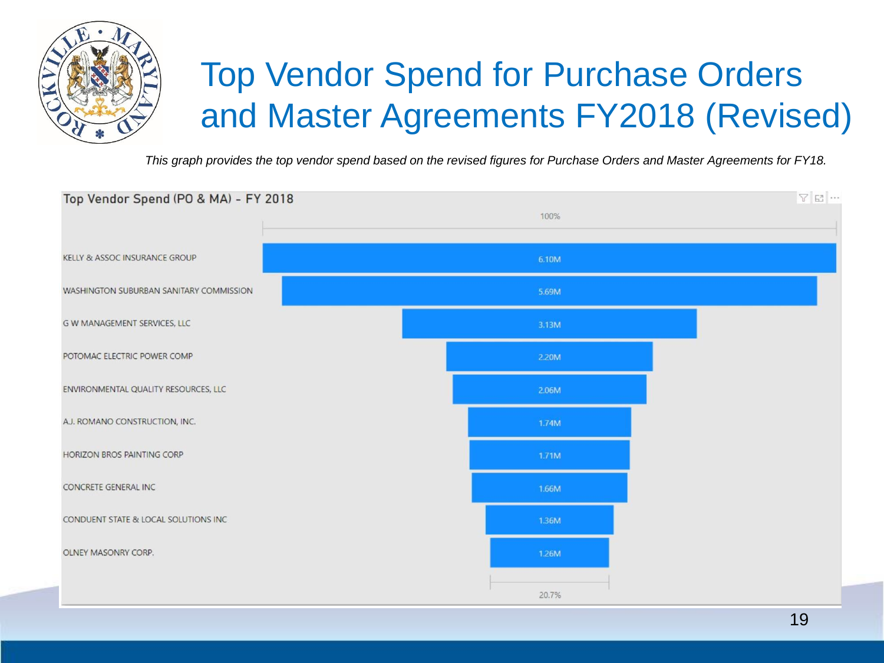# Top Vendor Spend for Purchase Orders and Master Agreements FY2018 (Revised)

*This graph provides the top vendor spend based on the revised figures for Purchase Orders and Master Agreements for FY18.*

**Top Vendor Spend (PO & MA) - FY 2018**

| Vendor | Spend |
|---|---|
| KELLY & ASSOC INSURANCE GROUP | 6.10M |
| WASHINGTON SUBURBAN SANITARY COMMISSION | 5.69M |
| G W MANAGEMENT SERVICES, LLC | 3.13M |
| POTOMAC ELECTRIC POWER COMP | 2.20M |
| ENVIRONMENTAL QUALITY RESOURCES, LLC | 2.06M |
| A.J. ROMANO CONSTRUCTION, INC. | 1.74M |
| HORIZON BROS PAINTING CORP | 1.71M |
| CONCRETE GENERAL INC | 1.66M |
| CONDUENT STATE & LOCAL SOLUTIONS INC | 1.36M |
| OLNEY MASONRY CORP. | 1.26M |

100% (top) — 20.7% (bottom)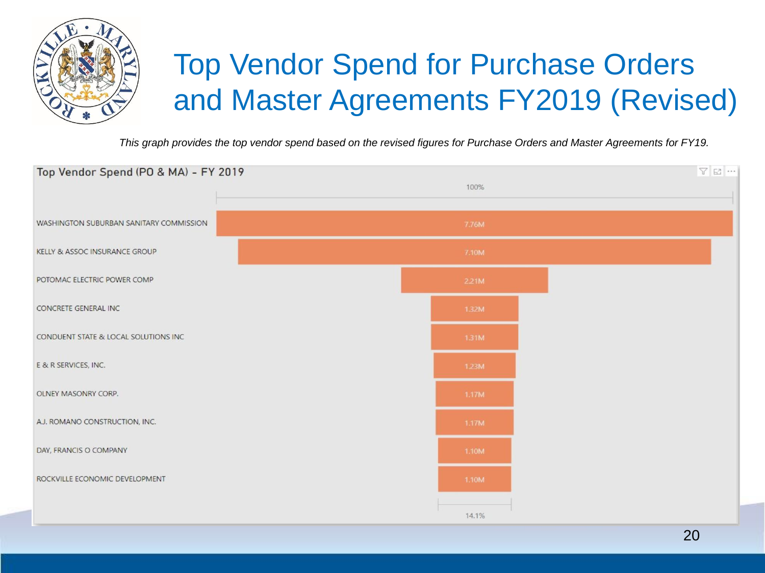# Top Vendor Spend for Purchase Orders and Master Agreements FY2019 (Revised)

*This graph provides the top vendor spend based on the revised figures for Purchase Orders and Master Agreements for FY19.*

**Top Vendor Spend (PO & MA) - FY 2019**

| Vendor | Spend |
|---|---|
| WASHINGTON SUBURBAN SANITARY COMMISSION | 7.76M |
| KELLY & ASSOC INSURANCE GROUP | 7.10M |
| POTOMAC ELECTRIC POWER COMP | 2.21M |
| CONCRETE GENERAL INC | 1.32M |
| CONDUENT STATE & LOCAL SOLUTIONS INC | 1.31M |
| E & R SERVICES, INC. | 1.23M |
| OLNEY MASONRY CORP. | 1.17M |
| A.J. ROMANO CONSTRUCTION, INC. | 1.17M |
| DAY, FRANCIS O COMPANY | 1.10M |
| ROCKVILLE ECONOMIC DEVELOPMENT | 1.10M |

100% — 14.1%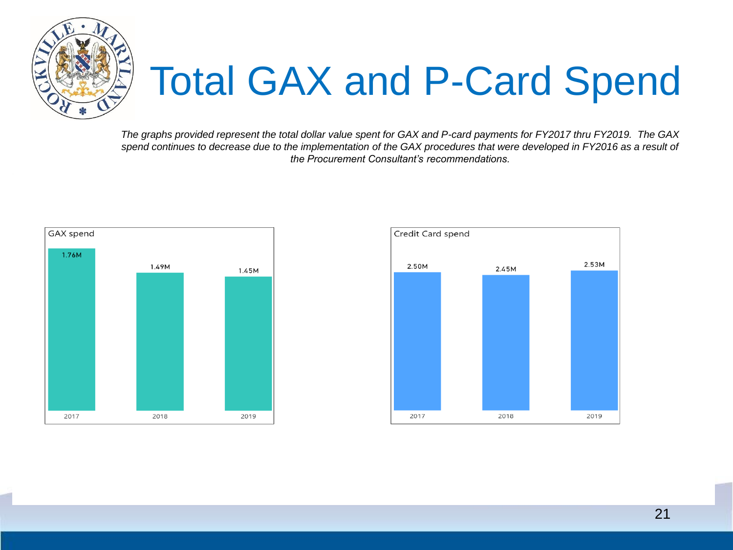# Total GAX and P-Card Spend

*The graphs provided represent the total dollar value spent for GAX and P-card payments for FY2017 thru FY2019. The GAX spend continues to decrease due to the implementation of the GAX procedures that were developed in FY2016 as a result of the Procurement Consultant's recommendations.*

GAX spend

| 2017 | 2018 | 2019 |
|---|---|---|
| 1.76M | 1.49M | 1.45M |

Credit Card spend

| 2017 | 2018 | 2019 |
|---|---|---|
| 2.50M | 2.45M | 2.53M |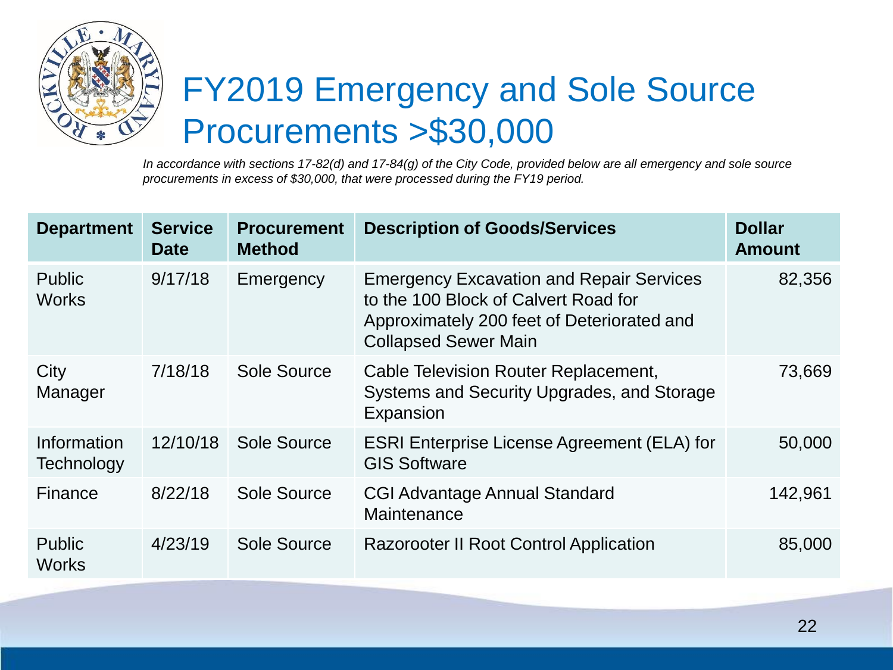# FY2019 Emergency and Sole Source Procurements >$30,000

*In accordance with sections 17-82(d) and 17-84(g) of the City Code, provided below are all emergency and sole source procurements in excess of $30,000, that were processed during the FY19 period.*

| Department | Service Date | Procurement Method | Description of Goods/Services | Dollar Amount |
|---|---|---|---|---|
| Public Works | 9/17/18 | Emergency | Emergency Excavation and Repair Services to the 100 Block of Calvert Road for Approximately 200 feet of Deteriorated and Collapsed Sewer Main | 82,356 |
| City Manager | 7/18/18 | Sole Source | Cable Television Router Replacement, Systems and Security Upgrades, and Storage Expansion | 73,669 |
| Information Technology | 12/10/18 | Sole Source | ESRI Enterprise License Agreement (ELA) for GIS Software | 50,000 |
| Finance | 8/22/18 | Sole Source | CGI Advantage Annual Standard Maintenance | 142,961 |
| Public Works | 4/23/19 | Sole Source | Razorooter II Root Control Application | 85,000 |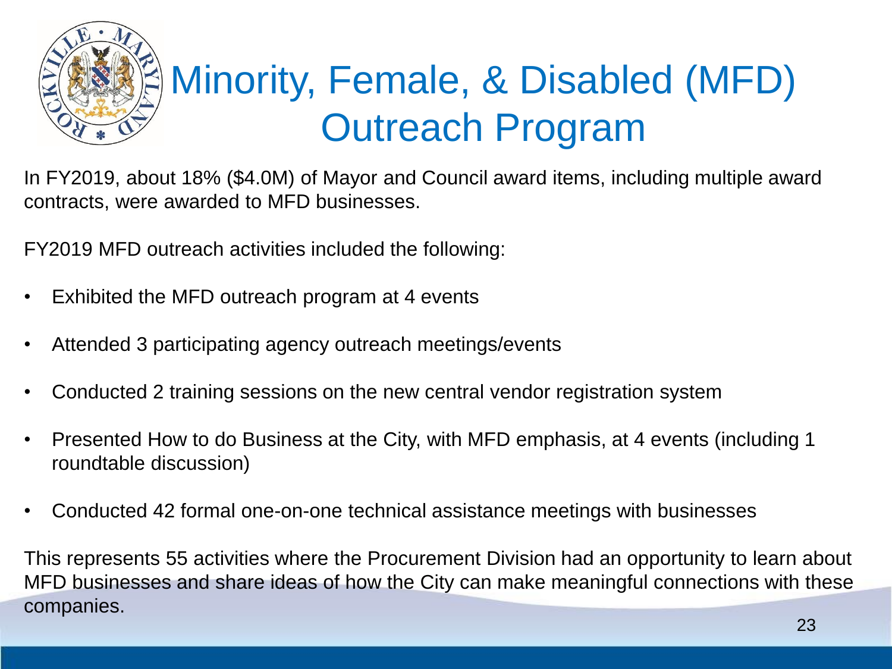# Minority, Female, & Disabled (MFD) Outreach Program

In FY2019, about 18% ($4.0M) of Mayor and Council award items, including multiple award contracts, were awarded to MFD businesses.

FY2019 MFD outreach activities included the following:

- Exhibited the MFD outreach program at 4 events
- Attended 3 participating agency outreach meetings/events
- Conducted 2 training sessions on the new central vendor registration system
- Presented How to do Business at the City, with MFD emphasis, at 4 events (including 1 roundtable discussion)
- Conducted 42 formal one-on-one technical assistance meetings with businesses

This represents 55 activities where the Procurement Division had an opportunity to learn about MFD businesses and share ideas of how the City can make meaningful connections with these companies.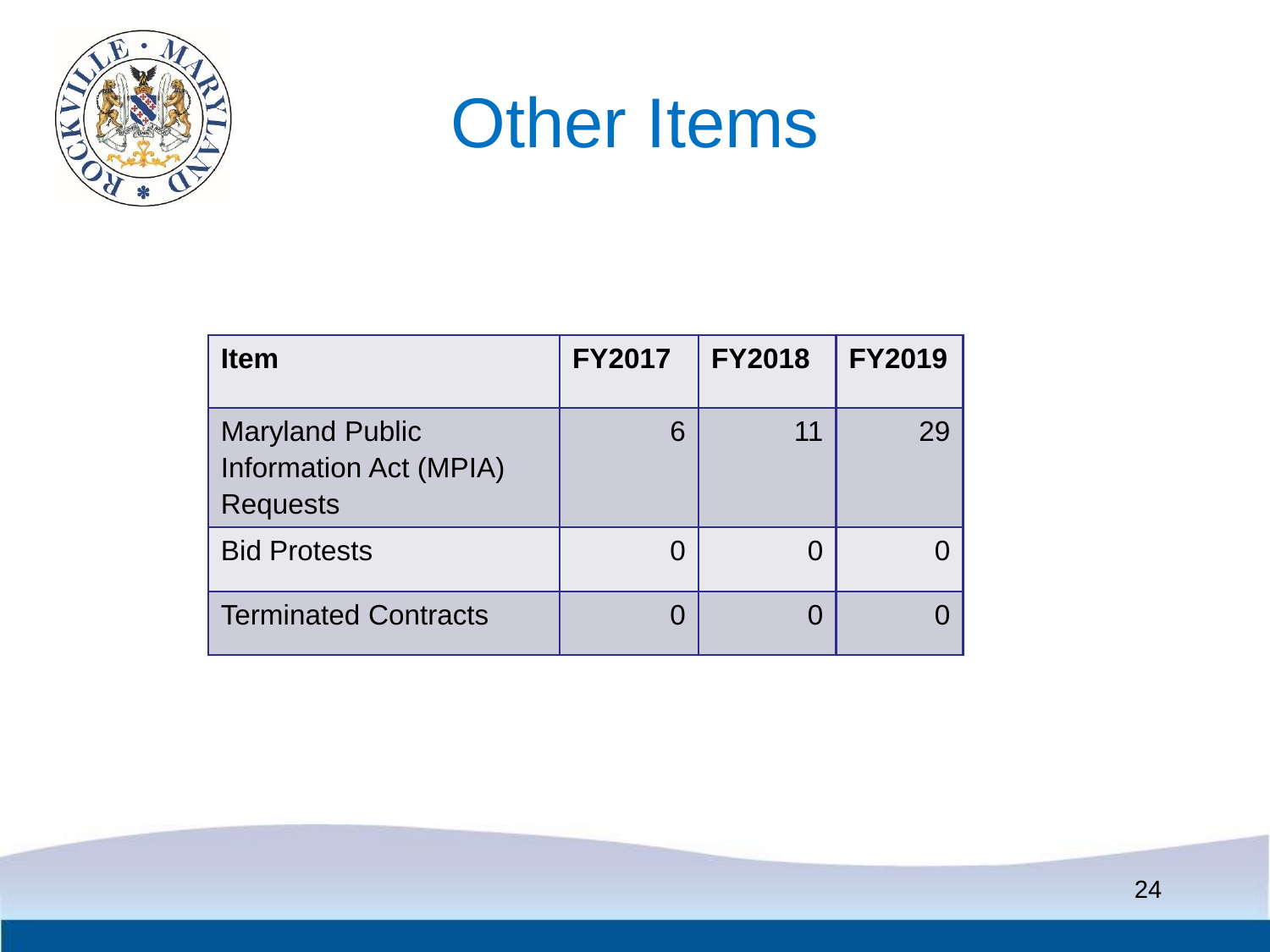# Other Items

| Item | FY2017 | FY2018 | FY2019 |
|---|---|---|---|
| Maryland Public Information Act (MPIA) Requests | 6 | 11 | 29 |
| Bid Protests | 0 | 0 | 0 |
| Terminated Contracts | 0 | 0 | 0 |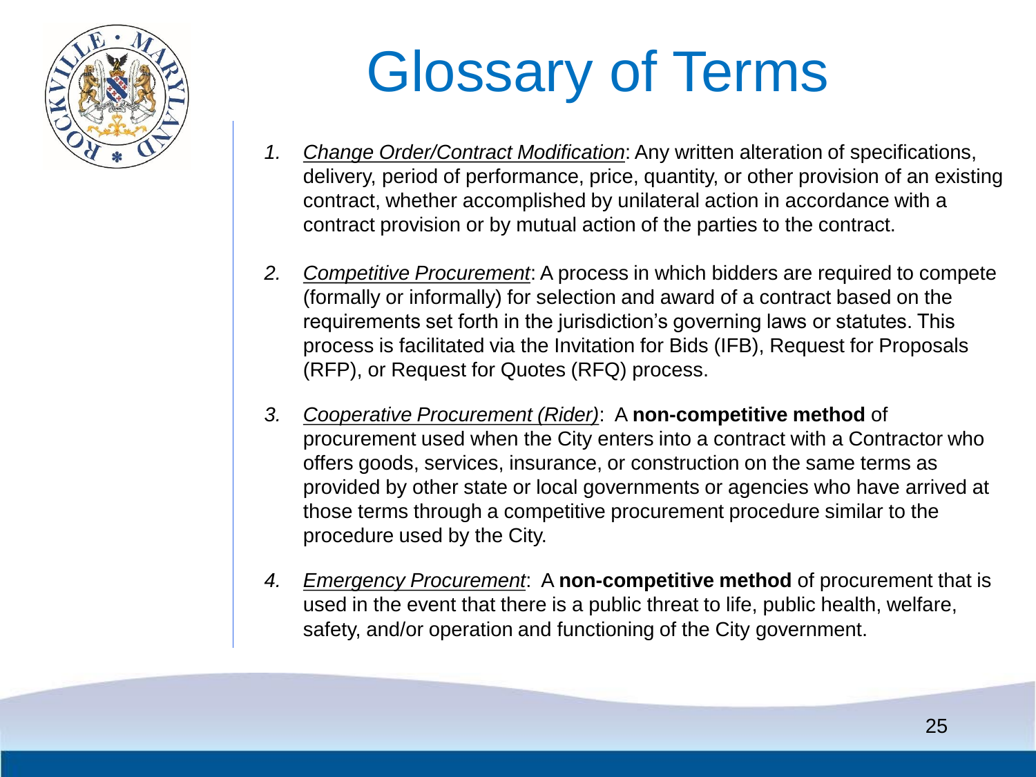# Glossary of Terms

1. *Change Order/Contract Modification*: Any written alteration of specifications, delivery, period of performance, price, quantity, or other provision of an existing contract, whether accomplished by unilateral action in accordance with a contract provision or by mutual action of the parties to the contract.

2. *Competitive Procurement*: A process in which bidders are required to compete (formally or informally) for selection and award of a contract based on the requirements set forth in the jurisdiction's governing laws or statutes. This process is facilitated via the Invitation for Bids (IFB), Request for Proposals (RFP), or Request for Quotes (RFQ) process.

3. *Cooperative Procurement (Rider)*: A **non-competitive method** of procurement used when the City enters into a contract with a Contractor who offers goods, services, insurance, or construction on the same terms as provided by other state or local governments or agencies who have arrived at those terms through a competitive procurement procedure similar to the procedure used by the City.

4. *Emergency Procurement*: A **non-competitive method** of procurement that is used in the event that there is a public threat to life, public health, welfare, safety, and/or operation and functioning of the City government.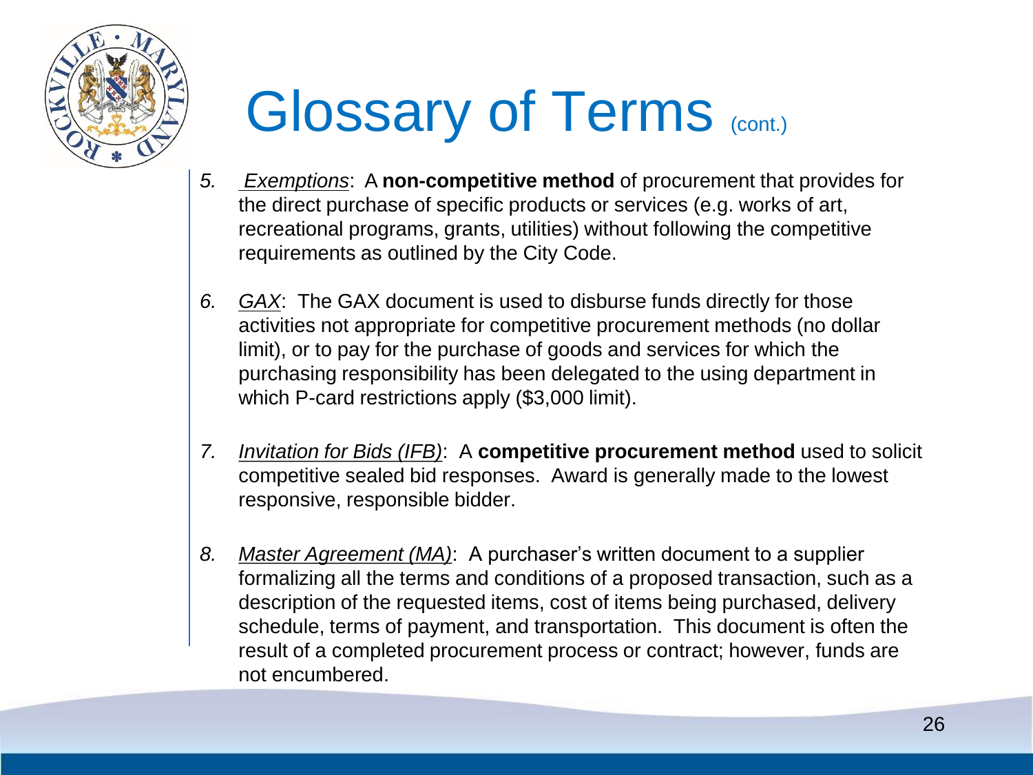# Glossary of Terms (cont.)

5. *Exemptions*: A **non-competitive method** of procurement that provides for the direct purchase of specific products or services (e.g. works of art, recreational programs, grants, utilities) without following the competitive requirements as outlined by the City Code.

6. *GAX*: The GAX document is used to disburse funds directly for those activities not appropriate for competitive procurement methods (no dollar limit), or to pay for the purchase of goods and services for which the purchasing responsibility has been delegated to the using department in which P-card restrictions apply ($3,000 limit).

7. *Invitation for Bids (IFB)*: A **competitive procurement method** used to solicit competitive sealed bid responses. Award is generally made to the lowest responsive, responsible bidder.

8. *Master Agreement (MA)*: A purchaser's written document to a supplier formalizing all the terms and conditions of a proposed transaction, such as a description of the requested items, cost of items being purchased, delivery schedule, terms of payment, and transportation. This document is often the result of a completed procurement process or contract; however, funds are not encumbered.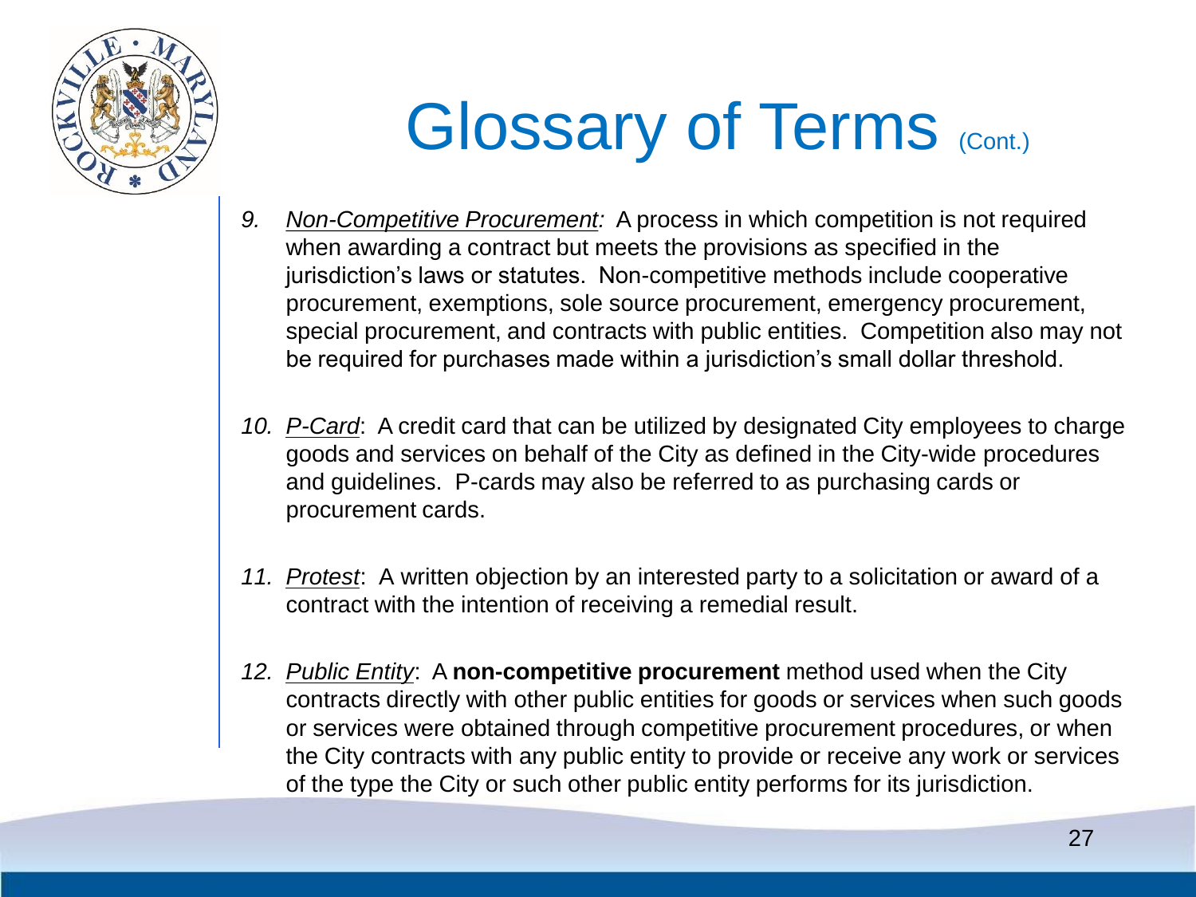# Glossary of Terms (Cont.)

9. *Non-Competitive Procurement:* A process in which competition is not required when awarding a contract but meets the provisions as specified in the jurisdiction's laws or statutes. Non-competitive methods include cooperative procurement, exemptions, sole source procurement, emergency procurement, special procurement, and contracts with public entities. Competition also may not be required for purchases made within a jurisdiction's small dollar threshold.

10. *P-Card*: A credit card that can be utilized by designated City employees to charge goods and services on behalf of the City as defined in the City-wide procedures and guidelines. P-cards may also be referred to as purchasing cards or procurement cards.

11. *Protest*: A written objection by an interested party to a solicitation or award of a contract with the intention of receiving a remedial result.

12. *Public Entity*: A **non-competitive procurement** method used when the City contracts directly with other public entities for goods or services when such goods or services were obtained through competitive procurement procedures, or when the City contracts with any public entity to provide or receive any work or services of the type the City or such other public entity performs for its jurisdiction.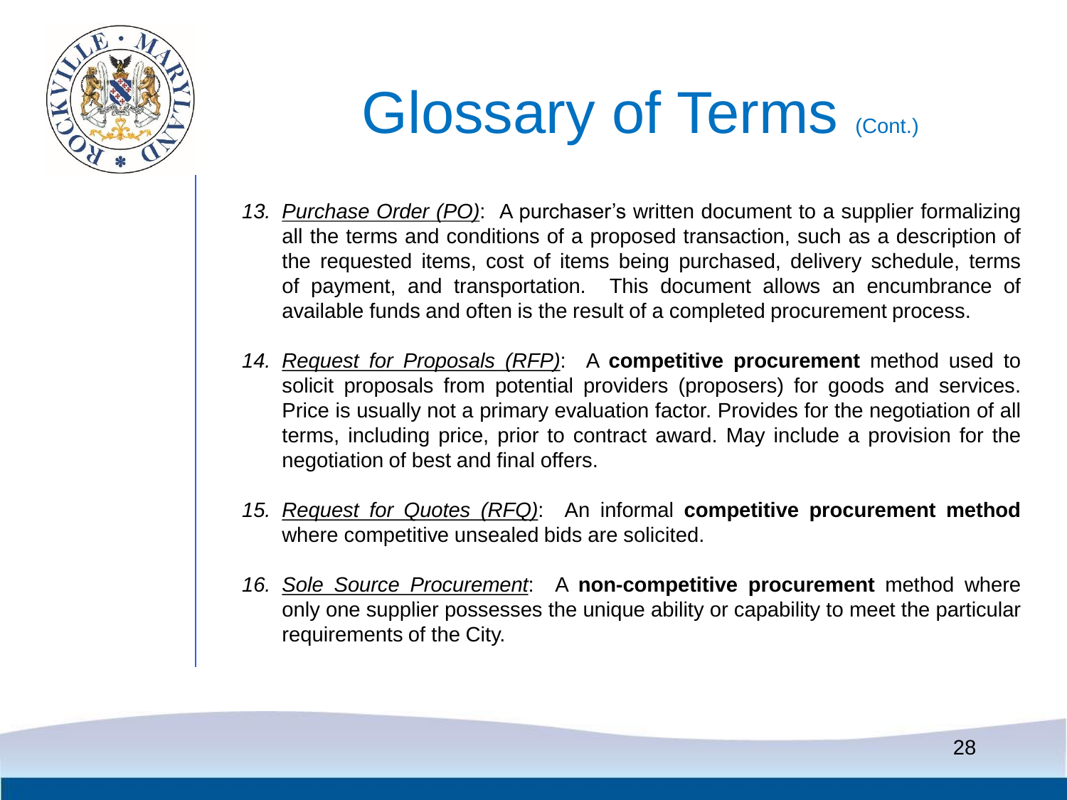# Glossary of Terms (Cont.)

13. *Purchase Order (PO)*: A purchaser's written document to a supplier formalizing all the terms and conditions of a proposed transaction, such as a description of the requested items, cost of items being purchased, delivery schedule, terms of payment, and transportation. This document allows an encumbrance of available funds and often is the result of a completed procurement process.

14. *Request for Proposals (RFP)*: A **competitive procurement** method used to solicit proposals from potential providers (proposers) for goods and services. Price is usually not a primary evaluation factor. Provides for the negotiation of all terms, including price, prior to contract award. May include a provision for the negotiation of best and final offers.

15. *Request for Quotes (RFQ)*: An informal **competitive procurement method** where competitive unsealed bids are solicited.

16. *Sole Source Procurement*: A **non-competitive procurement** method where only one supplier possesses the unique ability or capability to meet the particular requirements of the City.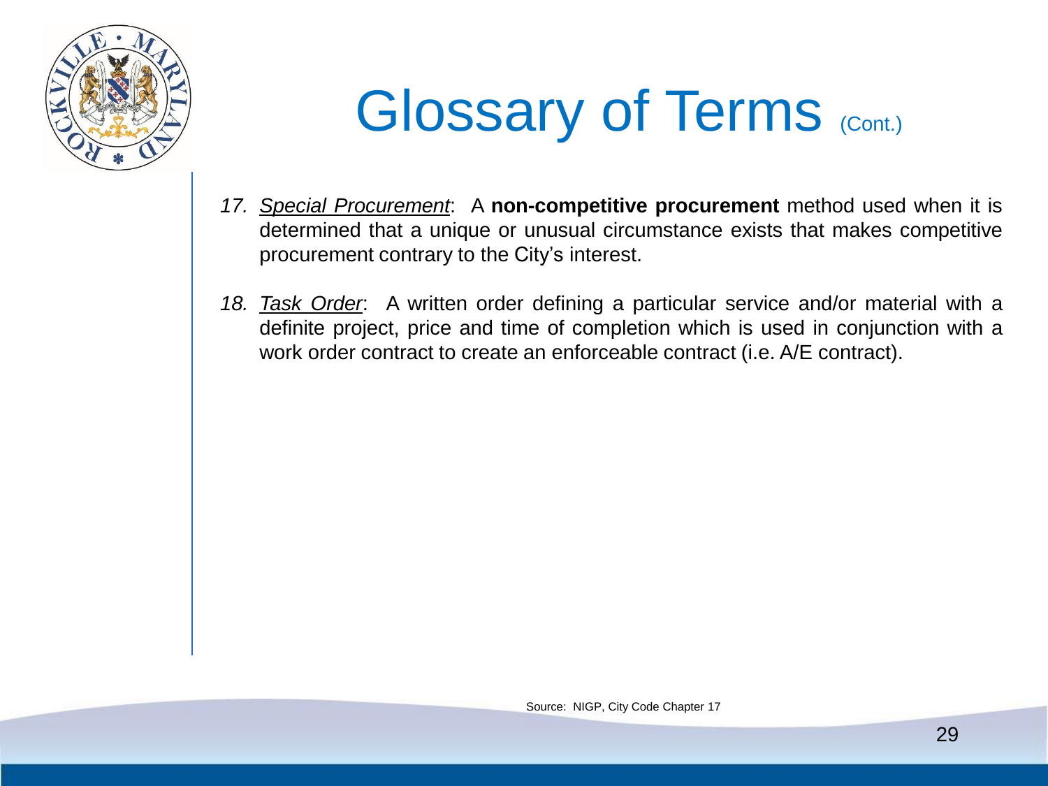# Glossary of Terms (Cont.)

17. *Special Procurement*: A **non-competitive procurement** method used when it is determined that a unique or unusual circumstance exists that makes competitive procurement contrary to the City's interest.

18. *Task Order*: A written order defining a particular service and/or material with a definite project, price and time of completion which is used in conjunction with a work order contract to create an enforceable contract (i.e. A/E contract).

Source: NIGP, City Code Chapter 17